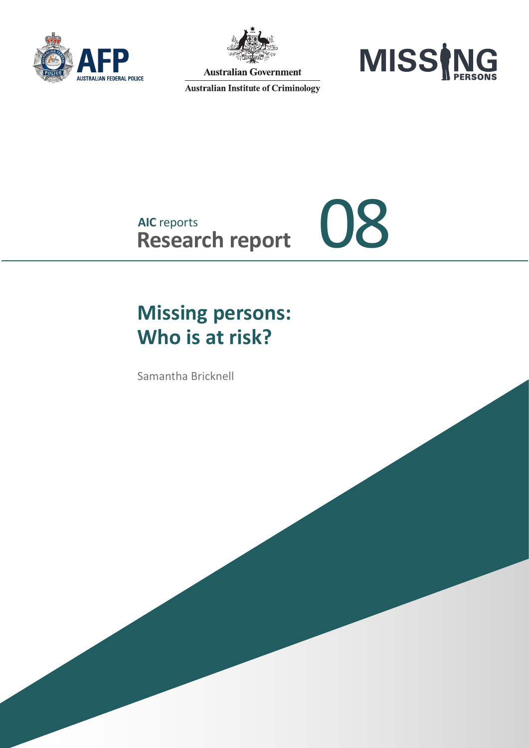AFP AUSTRALIAN FEDERAL POLICE

Australian Government

Australian Institute of Criminology

MISSING PERSONS

AIC reports
**Research report**

08

# Missing persons: Who is at risk?

Samantha Bricknell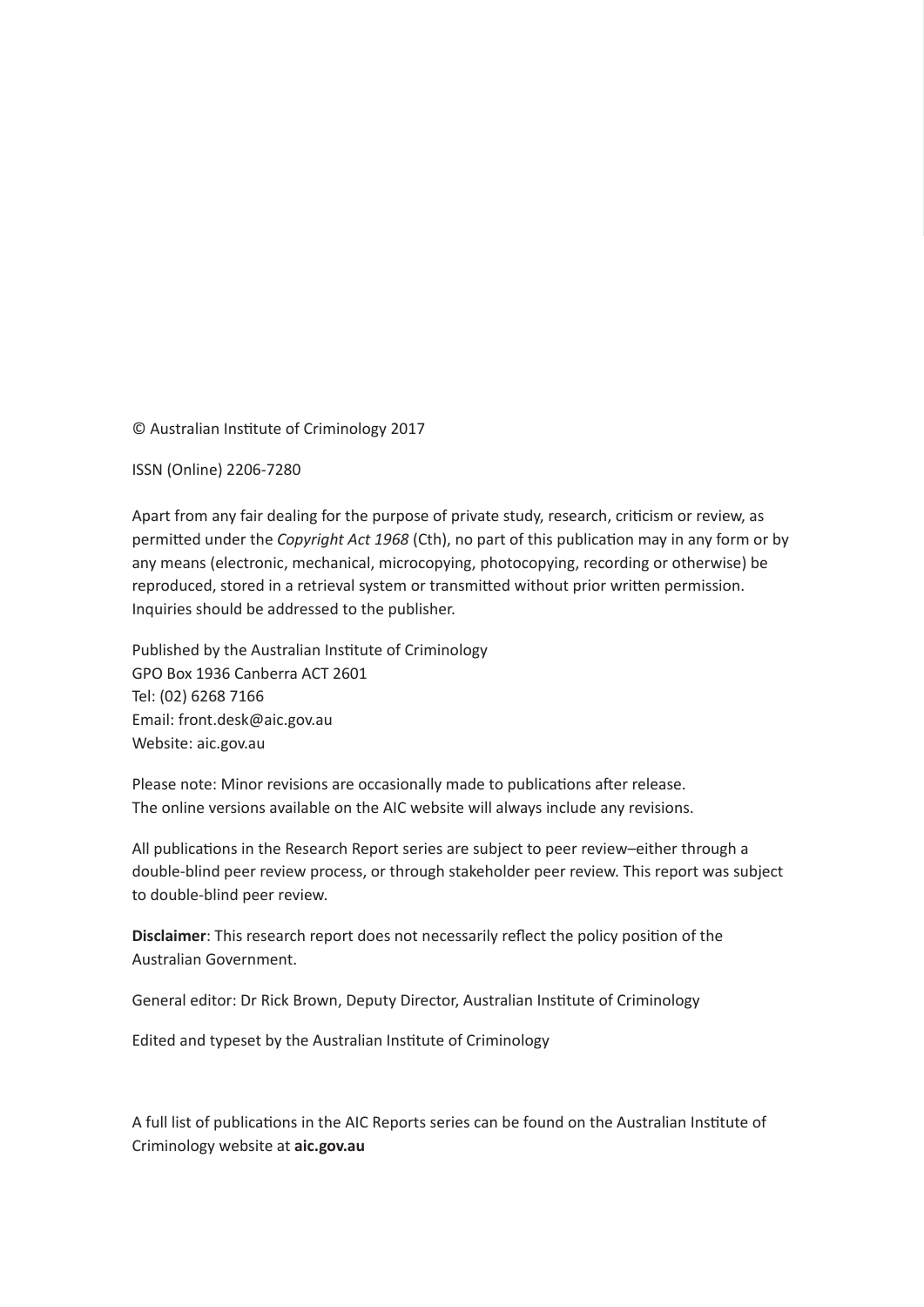© Australian Institute of Criminology 2017

ISSN (Online) 2206-7280

Apart from any fair dealing for the purpose of private study, research, criticism or review, as permitted under the *Copyright Act 1968* (Cth), no part of this publication may in any form or by any means (electronic, mechanical, microcopying, photocopying, recording or otherwise) be reproduced, stored in a retrieval system or transmitted without prior written permission. Inquiries should be addressed to the publisher.

Published by the Australian Institute of Criminology  
GPO Box 1936 Canberra ACT 2601  
Tel: (02) 6268 7166  
Email: front.desk@aic.gov.au  
Website: aic.gov.au

Please note: Minor revisions are occasionally made to publications after release.  
The online versions available on the AIC website will always include any revisions.

All publications in the Research Report series are subject to peer review–either through a double-blind peer review process, or through stakeholder peer review. This report was subject to double-blind peer review.

**Disclaimer**: This research report does not necessarily reflect the policy position of the Australian Government.

General editor: Dr Rick Brown, Deputy Director, Australian Institute of Criminology

Edited and typeset by the Australian Institute of Criminology

A full list of publications in the AIC Reports series can be found on the Australian Institute of Criminology website at **aic.gov.au**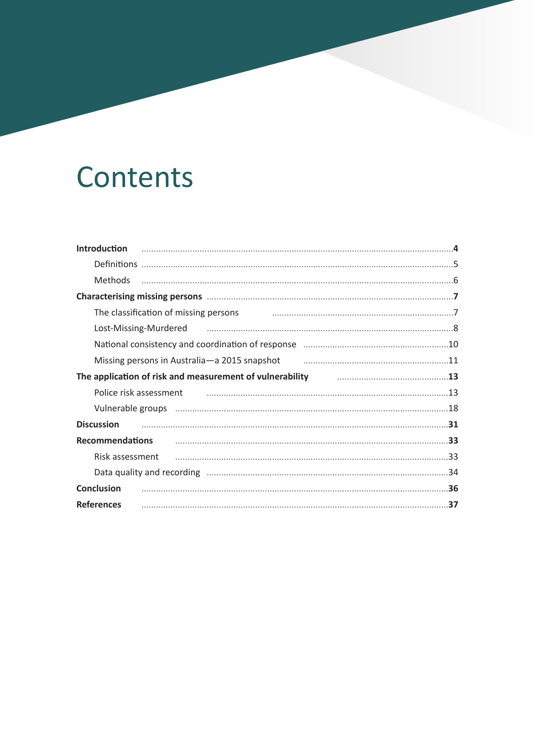# Contents

**Introduction** ....................................................................................................**4**

- Definitions ....................................................................................................5
- Methods ....................................................................................................6

**Characterising missing persons** ....................................................................................................**7**

- The classification of missing persons ....................................................................................................7
- Lost-Missing-Murdered ....................................................................................................8
- National consistency and coordination of response ....................................................................................................10
- Missing persons in Australia—a 2015 snapshot ....................................................................................................11

**The application of risk and measurement of vulnerability** ....................................................................................................**13**

- Police risk assessment ....................................................................................................13
- Vulnerable groups ....................................................................................................18

**Discussion** ....................................................................................................**31**

**Recommendations** ....................................................................................................**33**

- Risk assessment ....................................................................................................33
- Data quality and recording ....................................................................................................34

**Conclusion** ....................................................................................................**36**

**References** ....................................................................................................**37**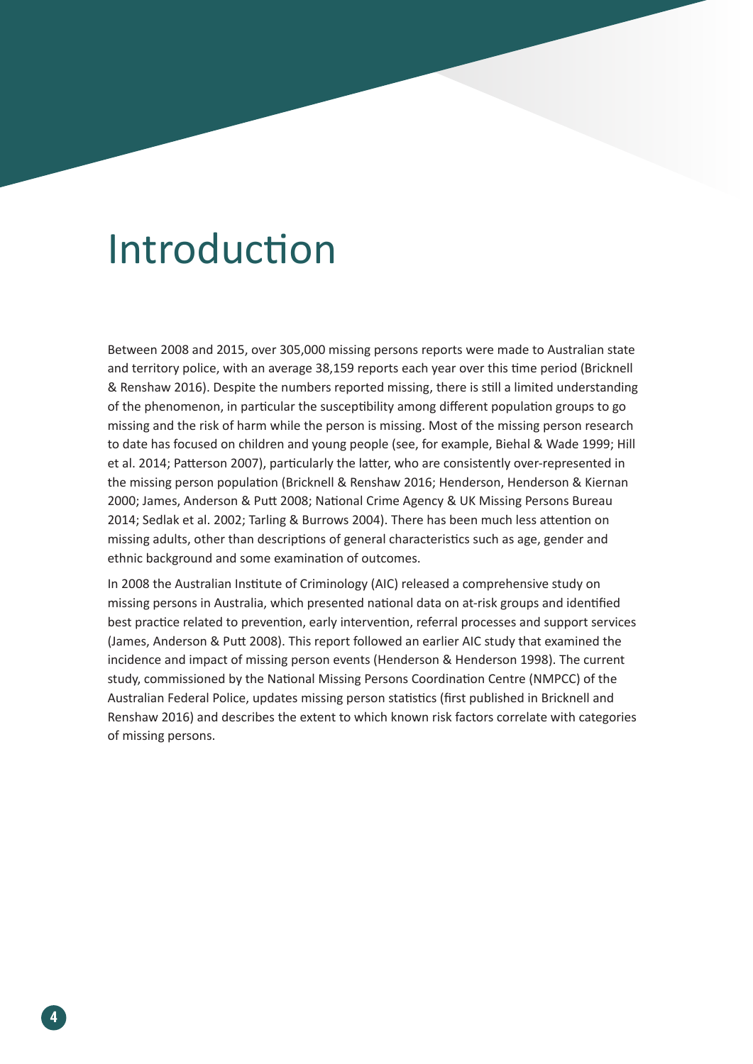# Introduction

Between 2008 and 2015, over 305,000 missing persons reports were made to Australian state and territory police, with an average 38,159 reports each year over this time period (Bricknell & Renshaw 2016). Despite the numbers reported missing, there is still a limited understanding of the phenomenon, in particular the susceptibility among different population groups to go missing and the risk of harm while the person is missing. Most of the missing person research to date has focused on children and young people (see, for example, Biehal & Wade 1999; Hill et al. 2014; Patterson 2007), particularly the latter, who are consistently over-represented in the missing person population (Bricknell & Renshaw 2016; Henderson, Henderson & Kiernan 2000; James, Anderson & Putt 2008; National Crime Agency & UK Missing Persons Bureau 2014; Sedlak et al. 2002; Tarling & Burrows 2004). There has been much less attention on missing adults, other than descriptions of general characteristics such as age, gender and ethnic background and some examination of outcomes.

In 2008 the Australian Institute of Criminology (AIC) released a comprehensive study on missing persons in Australia, which presented national data on at-risk groups and identified best practice related to prevention, early intervention, referral processes and support services (James, Anderson & Putt 2008). This report followed an earlier AIC study that examined the incidence and impact of missing person events (Henderson & Henderson 1998). The current study, commissioned by the National Missing Persons Coordination Centre (NMPCC) of the Australian Federal Police, updates missing person statistics (first published in Bricknell and Renshaw 2016) and describes the extent to which known risk factors correlate with categories of missing persons.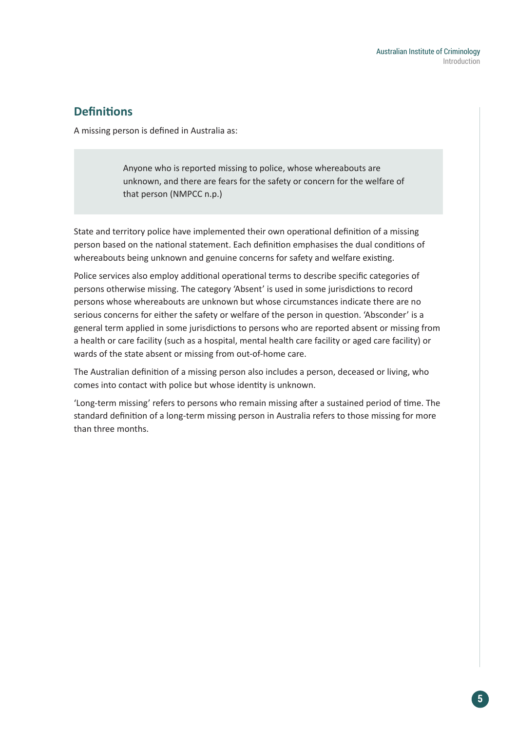## Definitions

A missing person is defined in Australia as:

> Anyone who is reported missing to police, whose whereabouts are unknown, and there are fears for the safety or concern for the welfare of that person (NMPCC n.p.)

State and territory police have implemented their own operational definition of a missing person based on the national statement. Each definition emphasises the dual conditions of whereabouts being unknown and genuine concerns for safety and welfare existing.

Police services also employ additional operational terms to describe specific categories of persons otherwise missing. The category 'Absent' is used in some jurisdictions to record persons whose whereabouts are unknown but whose circumstances indicate there are no serious concerns for either the safety or welfare of the person in question. 'Absconder' is a general term applied in some jurisdictions to persons who are reported absent or missing from a health or care facility (such as a hospital, mental health care facility or aged care facility) or wards of the state absent or missing from out-of-home care.

The Australian definition of a missing person also includes a person, deceased or living, who comes into contact with police but whose identity is unknown.

'Long-term missing' refers to persons who remain missing after a sustained period of time. The standard definition of a long-term missing person in Australia refers to those missing for more than three months.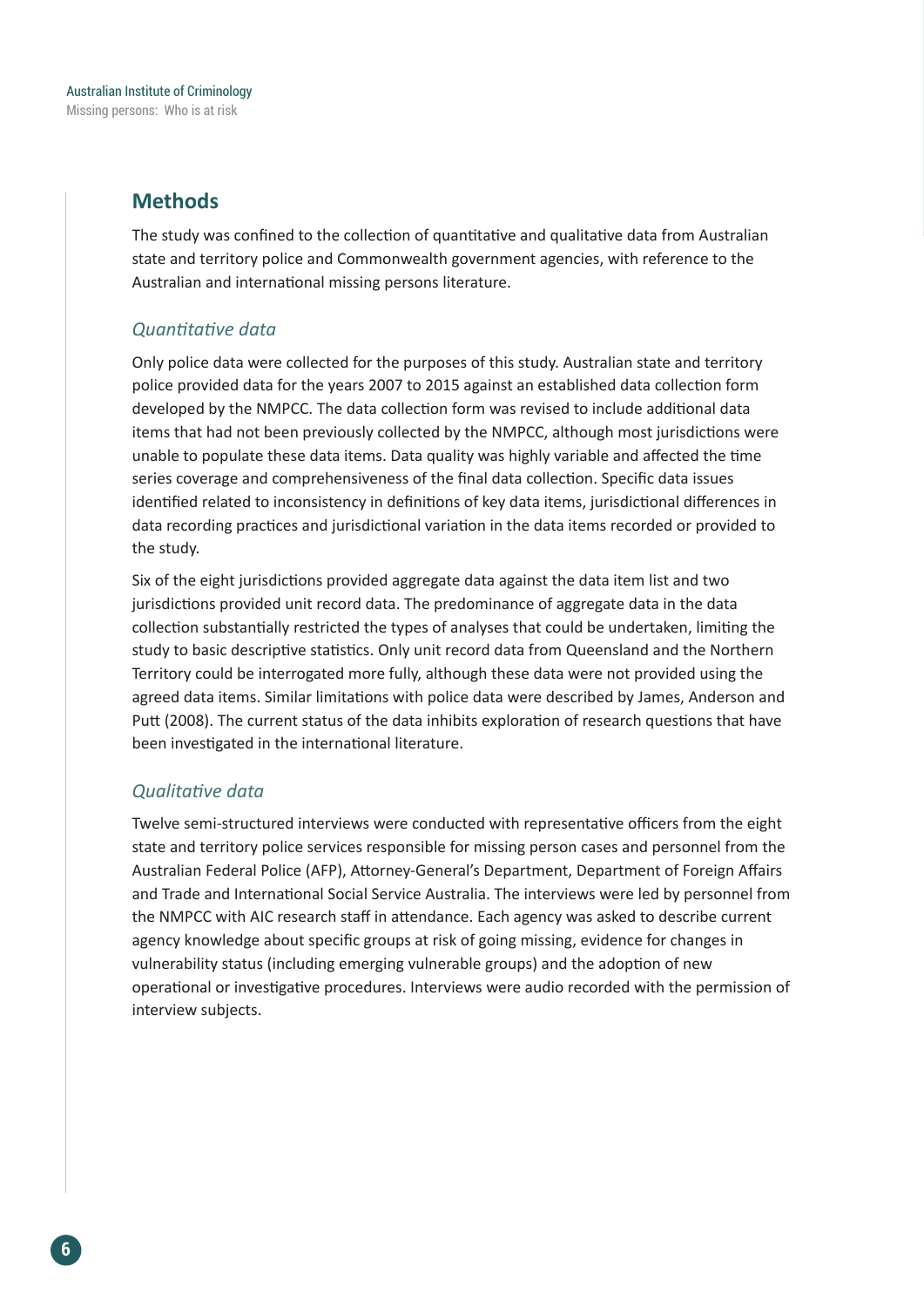## Methods

The study was confined to the collection of quantitative and qualitative data from Australian state and territory police and Commonwealth government agencies, with reference to the Australian and international missing persons literature.

### *Quantitative data*

Only police data were collected for the purposes of this study. Australian state and territory police provided data for the years 2007 to 2015 against an established data collection form developed by the NMPCC. The data collection form was revised to include additional data items that had not been previously collected by the NMPCC, although most jurisdictions were unable to populate these data items. Data quality was highly variable and affected the time series coverage and comprehensiveness of the final data collection. Specific data issues identified related to inconsistency in definitions of key data items, jurisdictional differences in data recording practices and jurisdictional variation in the data items recorded or provided to the study.

Six of the eight jurisdictions provided aggregate data against the data item list and two jurisdictions provided unit record data. The predominance of aggregate data in the data collection substantially restricted the types of analyses that could be undertaken, limiting the study to basic descriptive statistics. Only unit record data from Queensland and the Northern Territory could be interrogated more fully, although these data were not provided using the agreed data items. Similar limitations with police data were described by James, Anderson and Putt (2008). The current status of the data inhibits exploration of research questions that have been investigated in the international literature.

### *Qualitative data*

Twelve semi-structured interviews were conducted with representative officers from the eight state and territory police services responsible for missing person cases and personnel from the Australian Federal Police (AFP), Attorney-General's Department, Department of Foreign Affairs and Trade and International Social Service Australia. The interviews were led by personnel from the NMPCC with AIC research staff in attendance. Each agency was asked to describe current agency knowledge about specific groups at risk of going missing, evidence for changes in vulnerability status (including emerging vulnerable groups) and the adoption of new operational or investigative procedures. Interviews were audio recorded with the permission of interview subjects.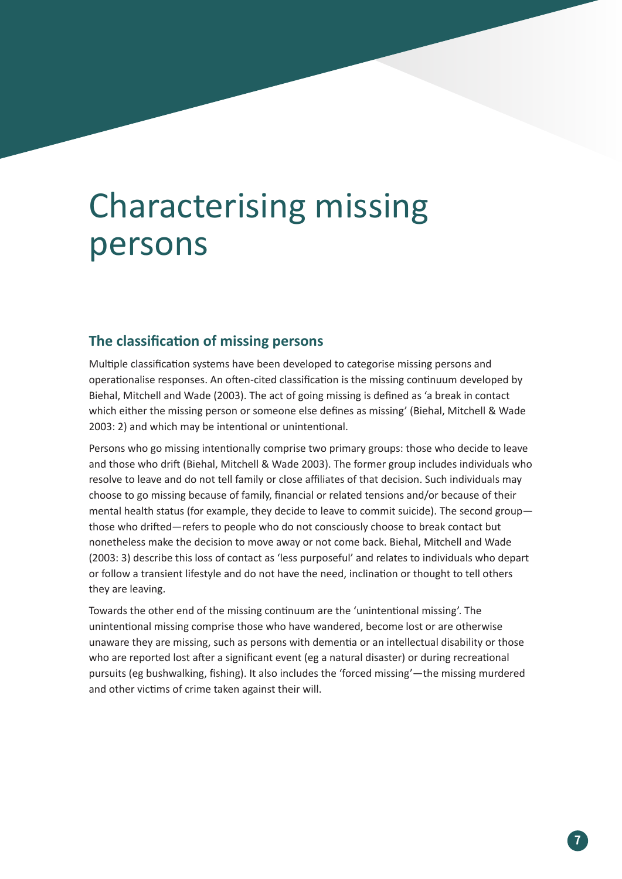# Characterising missing persons

## The classification of missing persons

Multiple classification systems have been developed to categorise missing persons and operationalise responses. An often-cited classification is the missing continuum developed by Biehal, Mitchell and Wade (2003). The act of going missing is defined as 'a break in contact which either the missing person or someone else defines as missing' (Biehal, Mitchell & Wade 2003: 2) and which may be intentional or unintentional.

Persons who go missing intentionally comprise two primary groups: those who decide to leave and those who drift (Biehal, Mitchell & Wade 2003). The former group includes individuals who resolve to leave and do not tell family or close affiliates of that decision. Such individuals may choose to go missing because of family, financial or related tensions and/or because of their mental health status (for example, they decide to leave to commit suicide). The second group—those who drifted—refers to people who do not consciously choose to break contact but nonetheless make the decision to move away or not come back. Biehal, Mitchell and Wade (2003: 3) describe this loss of contact as 'less purposeful' and relates to individuals who depart or follow a transient lifestyle and do not have the need, inclination or thought to tell others they are leaving.

Towards the other end of the missing continuum are the 'unintentional missing'. The unintentional missing comprise those who have wandered, become lost or are otherwise unaware they are missing, such as persons with dementia or an intellectual disability or those who are reported lost after a significant event (eg a natural disaster) or during recreational pursuits (eg bushwalking, fishing). It also includes the 'forced missing'—the missing murdered and other victims of crime taken against their will.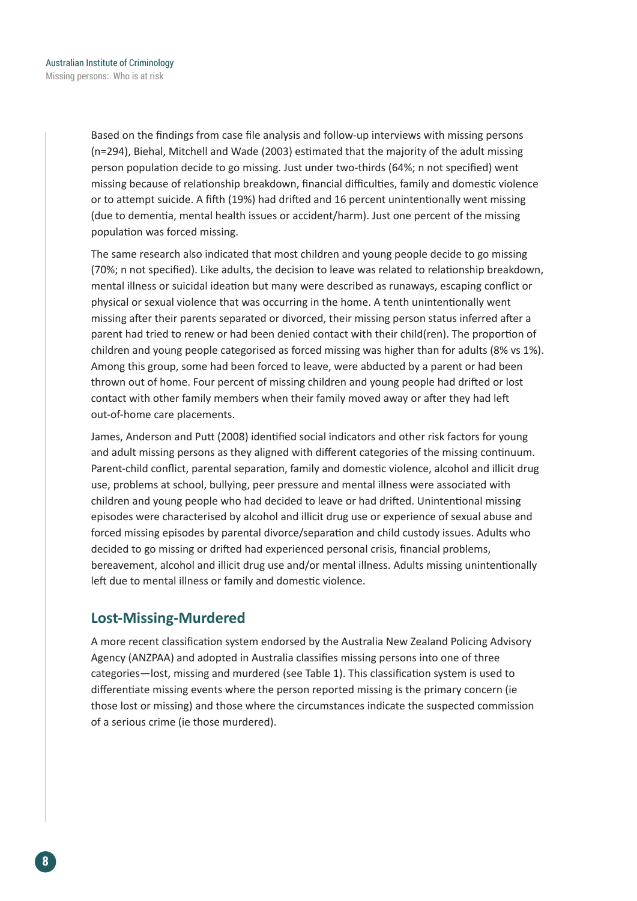Based on the findings from case file analysis and follow-up interviews with missing persons (n=294), Biehal, Mitchell and Wade (2003) estimated that the majority of the adult missing person population decide to go missing. Just under two-thirds (64%; n not specified) went missing because of relationship breakdown, financial difficulties, family and domestic violence or to attempt suicide. A fifth (19%) had drifted and 16 percent unintentionally went missing (due to dementia, mental health issues or accident/harm). Just one percent of the missing population was forced missing.

The same research also indicated that most children and young people decide to go missing (70%; n not specified). Like adults, the decision to leave was related to relationship breakdown, mental illness or suicidal ideation but many were described as runaways, escaping conflict or physical or sexual violence that was occurring in the home. A tenth unintentionally went missing after their parents separated or divorced, their missing person status inferred after a parent had tried to renew or had been denied contact with their child(ren). The proportion of children and young people categorised as forced missing was higher than for adults (8% vs 1%). Among this group, some had been forced to leave, were abducted by a parent or had been thrown out of home. Four percent of missing children and young people had drifted or lost contact with other family members when their family moved away or after they had left out-of-home care placements.

James, Anderson and Putt (2008) identified social indicators and other risk factors for young and adult missing persons as they aligned with different categories of the missing continuum. Parent-child conflict, parental separation, family and domestic violence, alcohol and illicit drug use, problems at school, bullying, peer pressure and mental illness were associated with children and young people who had decided to leave or had drifted. Unintentional missing episodes were characterised by alcohol and illicit drug use or experience of sexual abuse and forced missing episodes by parental divorce/separation and child custody issues. Adults who decided to go missing or drifted had experienced personal crisis, financial problems, bereavement, alcohol and illicit drug use and/or mental illness. Adults missing unintentionally left due to mental illness or family and domestic violence.

## Lost-Missing-Murdered

A more recent classification system endorsed by the Australia New Zealand Policing Advisory Agency (ANZPAA) and adopted in Australia classifies missing persons into one of three categories—lost, missing and murdered (see Table 1). This classification system is used to differentiate missing events where the person reported missing is the primary concern (ie those lost or missing) and those where the circumstances indicate the suspected commission of a serious crime (ie those murdered).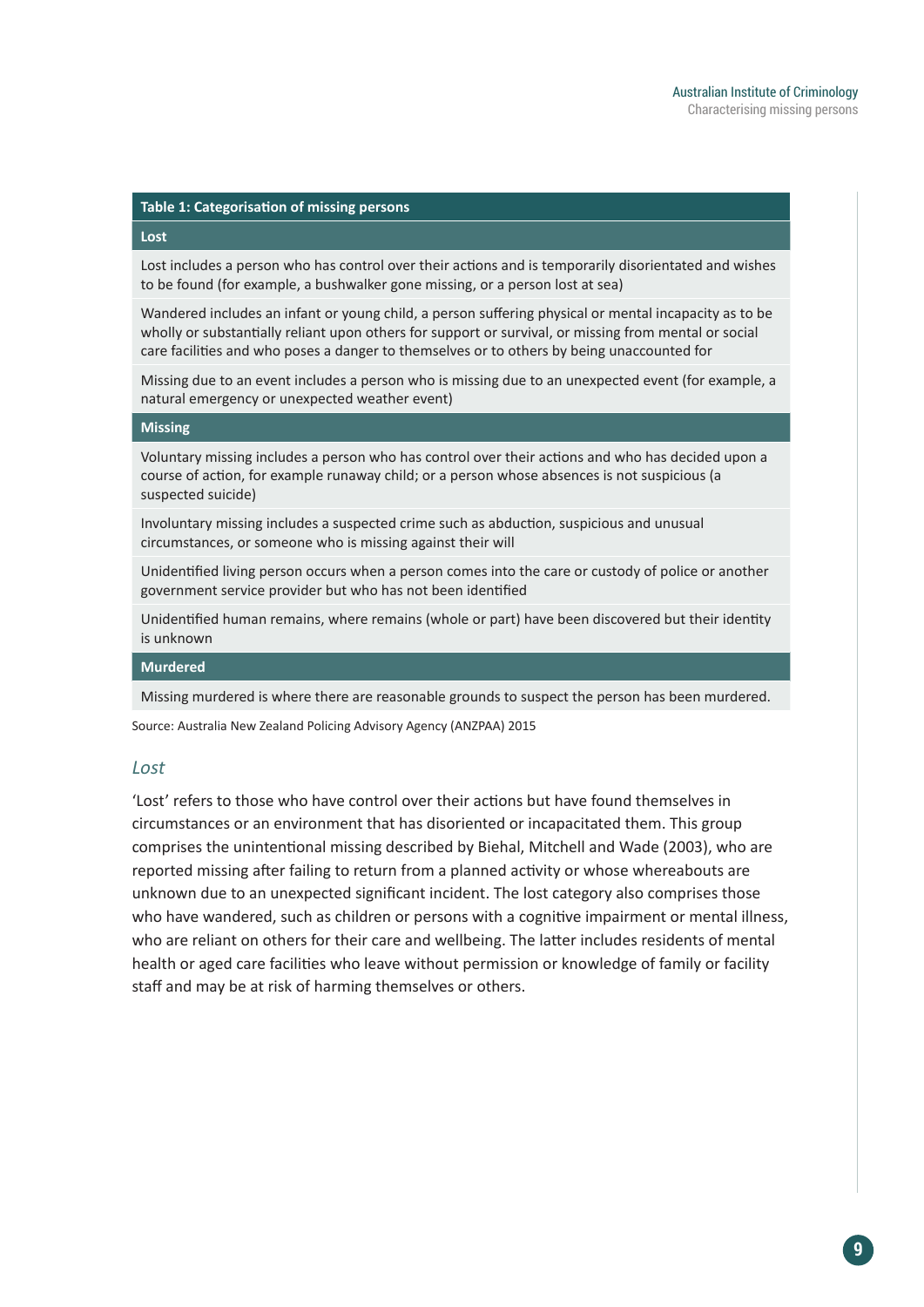**Table 1: Categorisation of missing persons**

| Category | Description |
| --- | --- |
| **Lost** | Lost includes a person who has control over their actions and is temporarily disorientated and wishes to be found (for example, a bushwalker gone missing, or a person lost at sea) |
| | Wandered includes an infant or young child, a person suffering physical or mental incapacity as to be wholly or substantially reliant upon others for support or survival, or missing from mental or social care facilities and who poses a danger to themselves or to others by being unaccounted for |
| | Missing due to an event includes a person who is missing due to an unexpected event (for example, a natural emergency or unexpected weather event) |
| **Missing** | Voluntary missing includes a person who has control over their actions and who has decided upon a course of action, for example runaway child; or a person whose absences is not suspicious (a suspected suicide) |
| | Involuntary missing includes a suspected crime such as abduction, suspicious and unusual circumstances, or someone who is missing against their will |
| | Unidentified living person occurs when a person comes into the care or custody of police or another government service provider but who has not been identified |
| | Unidentified human remains, where remains (whole or part) have been discovered but their identity is unknown |
| **Murdered** | Missing murdered is where there are reasonable grounds to suspect the person has been murdered. |

Source: Australia New Zealand Policing Advisory Agency (ANZPAA) 2015

### *Lost*

'Lost' refers to those who have control over their actions but have found themselves in circumstances or an environment that has disoriented or incapacitated them. This group comprises the unintentional missing described by Biehal, Mitchell and Wade (2003), who are reported missing after failing to return from a planned activity or whose whereabouts are unknown due to an unexpected significant incident. The lost category also comprises those who have wandered, such as children or persons with a cognitive impairment or mental illness, who are reliant on others for their care and wellbeing. The latter includes residents of mental health or aged care facilities who leave without permission or knowledge of family or facility staff and may be at risk of harming themselves or others.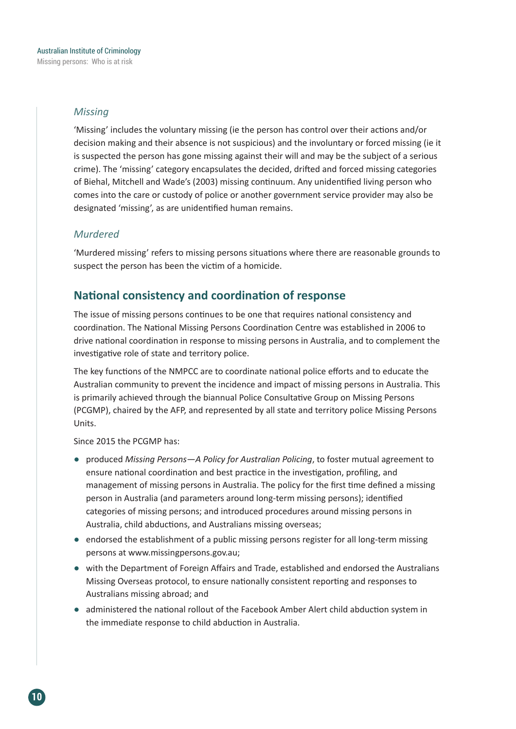### *Missing*

'Missing' includes the voluntary missing (ie the person has control over their actions and/or decision making and their absence is not suspicious) and the involuntary or forced missing (ie it is suspected the person has gone missing against their will and may be the subject of a serious crime). The 'missing' category encapsulates the decided, drifted and forced missing categories of Biehal, Mitchell and Wade's (2003) missing continuum. Any unidentified living person who comes into the care or custody of police or another government service provider may also be designated 'missing', as are unidentified human remains.

### *Murdered*

'Murdered missing' refers to missing persons situations where there are reasonable grounds to suspect the person has been the victim of a homicide.

## National consistency and coordination of response

The issue of missing persons continues to be one that requires national consistency and coordination. The National Missing Persons Coordination Centre was established in 2006 to drive national coordination in response to missing persons in Australia, and to complement the investigative role of state and territory police.

The key functions of the NMPCC are to coordinate national police efforts and to educate the Australian community to prevent the incidence and impact of missing persons in Australia. This is primarily achieved through the biannual Police Consultative Group on Missing Persons (PCGMP), chaired by the AFP, and represented by all state and territory police Missing Persons Units.

Since 2015 the PCGMP has:

- produced *Missing Persons—A Policy for Australian Policing*, to foster mutual agreement to ensure national coordination and best practice in the investigation, profiling, and management of missing persons in Australia. The policy for the first time defined a missing person in Australia (and parameters around long-term missing persons); identified categories of missing persons; and introduced procedures around missing persons in Australia, child abductions, and Australians missing overseas;
- endorsed the establishment of a public missing persons register for all long-term missing persons at www.missingpersons.gov.au;
- with the Department of Foreign Affairs and Trade, established and endorsed the Australians Missing Overseas protocol, to ensure nationally consistent reporting and responses to Australians missing abroad; and
- administered the national rollout of the Facebook Amber Alert child abduction system in the immediate response to child abduction in Australia.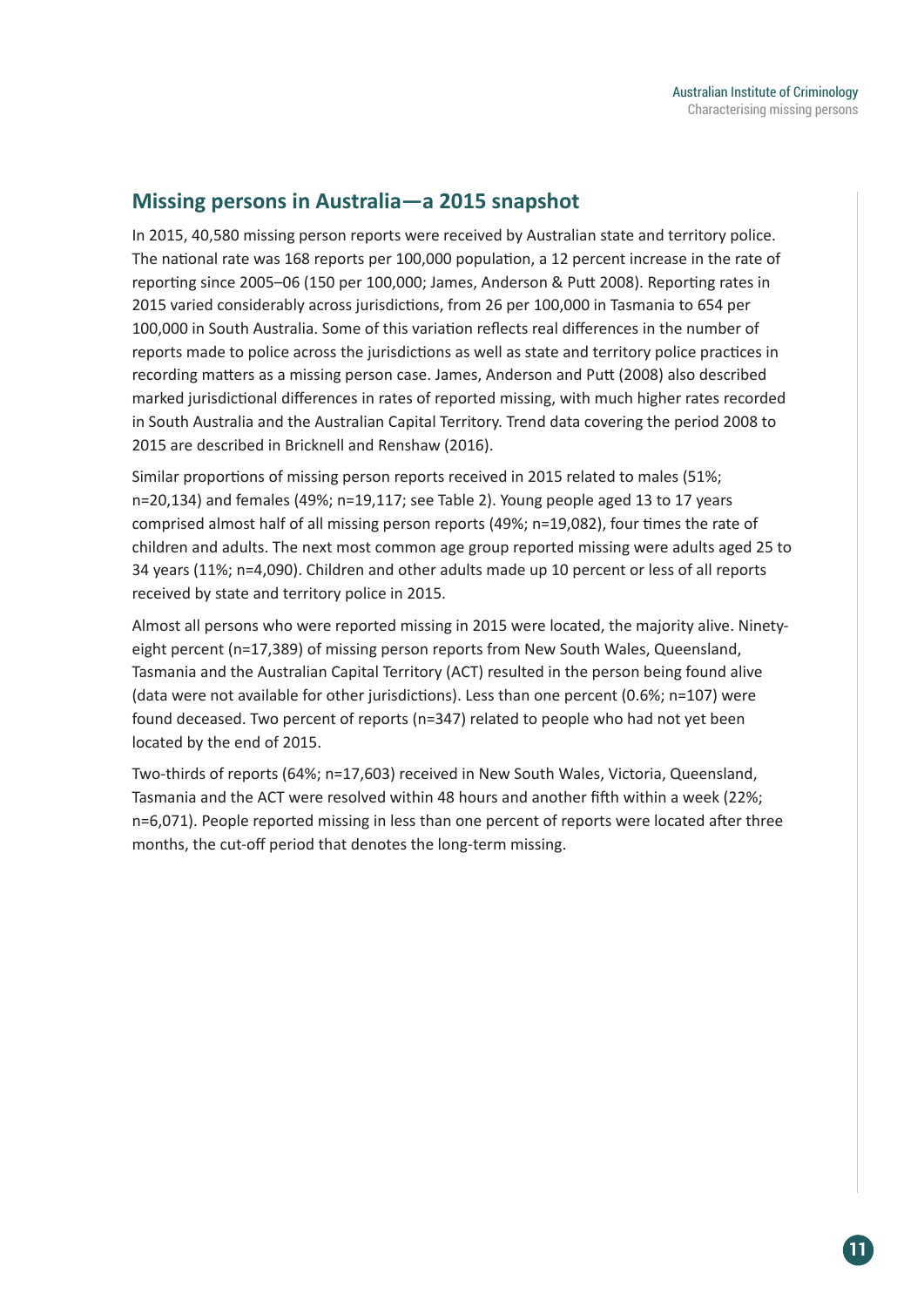## Missing persons in Australia—a 2015 snapshot

In 2015, 40,580 missing person reports were received by Australian state and territory police. The national rate was 168 reports per 100,000 population, a 12 percent increase in the rate of reporting since 2005–06 (150 per 100,000; James, Anderson & Putt 2008). Reporting rates in 2015 varied considerably across jurisdictions, from 26 per 100,000 in Tasmania to 654 per 100,000 in South Australia. Some of this variation reflects real differences in the number of reports made to police across the jurisdictions as well as state and territory police practices in recording matters as a missing person case. James, Anderson and Putt (2008) also described marked jurisdictional differences in rates of reported missing, with much higher rates recorded in South Australia and the Australian Capital Territory. Trend data covering the period 2008 to 2015 are described in Bricknell and Renshaw (2016).

Similar proportions of missing person reports received in 2015 related to males (51%; n=20,134) and females (49%; n=19,117; see Table 2). Young people aged 13 to 17 years comprised almost half of all missing person reports (49%; n=19,082), four times the rate of children and adults. The next most common age group reported missing were adults aged 25 to 34 years (11%; n=4,090). Children and other adults made up 10 percent or less of all reports received by state and territory police in 2015.

Almost all persons who were reported missing in 2015 were located, the majority alive. Ninety-eight percent (n=17,389) of missing person reports from New South Wales, Queensland, Tasmania and the Australian Capital Territory (ACT) resulted in the person being found alive (data were not available for other jurisdictions). Less than one percent (0.6%; n=107) were found deceased. Two percent of reports (n=347) related to people who had not yet been located by the end of 2015.

Two-thirds of reports (64%; n=17,603) received in New South Wales, Victoria, Queensland, Tasmania and the ACT were resolved within 48 hours and another fifth within a week (22%; n=6,071). People reported missing in less than one percent of reports were located after three months, the cut-off period that denotes the long-term missing.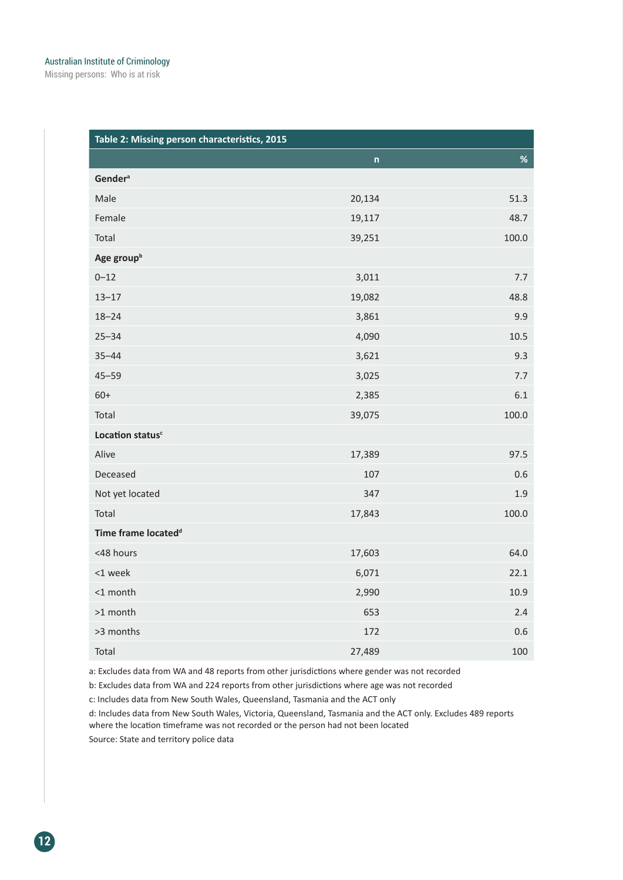**Table 2: Missing person characteristics, 2015**

| | n | % |
|---|---|---|
| **Gender**[a] | | |
| Male | 20,134 | 51.3 |
| Female | 19,117 | 48.7 |
| Total | 39,251 | 100.0 |
| **Age group**[b] | | |
| 0–12 | 3,011 | 7.7 |
| 13–17 | 19,082 | 48.8 |
| 18–24 | 3,861 | 9.9 |
| 25–34 | 4,090 | 10.5 |
| 35–44 | 3,621 | 9.3 |
| 45–59 | 3,025 | 7.7 |
| 60+ | 2,385 | 6.1 |
| Total | 39,075 | 100.0 |
| **Location status**[c] | | |
| Alive | 17,389 | 97.5 |
| Deceased | 107 | 0.6 |
| Not yet located | 347 | 1.9 |
| Total | 17,843 | 100.0 |
| **Time frame located**[d] | | |
| <48 hours | 17,603 | 64.0 |
| <1 week | 6,071 | 22.1 |
| <1 month | 2,990 | 10.9 |
| >1 month | 653 | 2.4 |
| >3 months | 172 | 0.6 |
| Total | 27,489 | 100 |

a: Excludes data from WA and 48 reports from other jurisdictions where gender was not recorded

b: Excludes data from WA and 224 reports from other jurisdictions where age was not recorded

c: Includes data from New South Wales, Queensland, Tasmania and the ACT only

d: Includes data from New South Wales, Victoria, Queensland, Tasmania and the ACT only. Excludes 489 reports where the location timeframe was not recorded or the person had not been located

Source: State and territory police data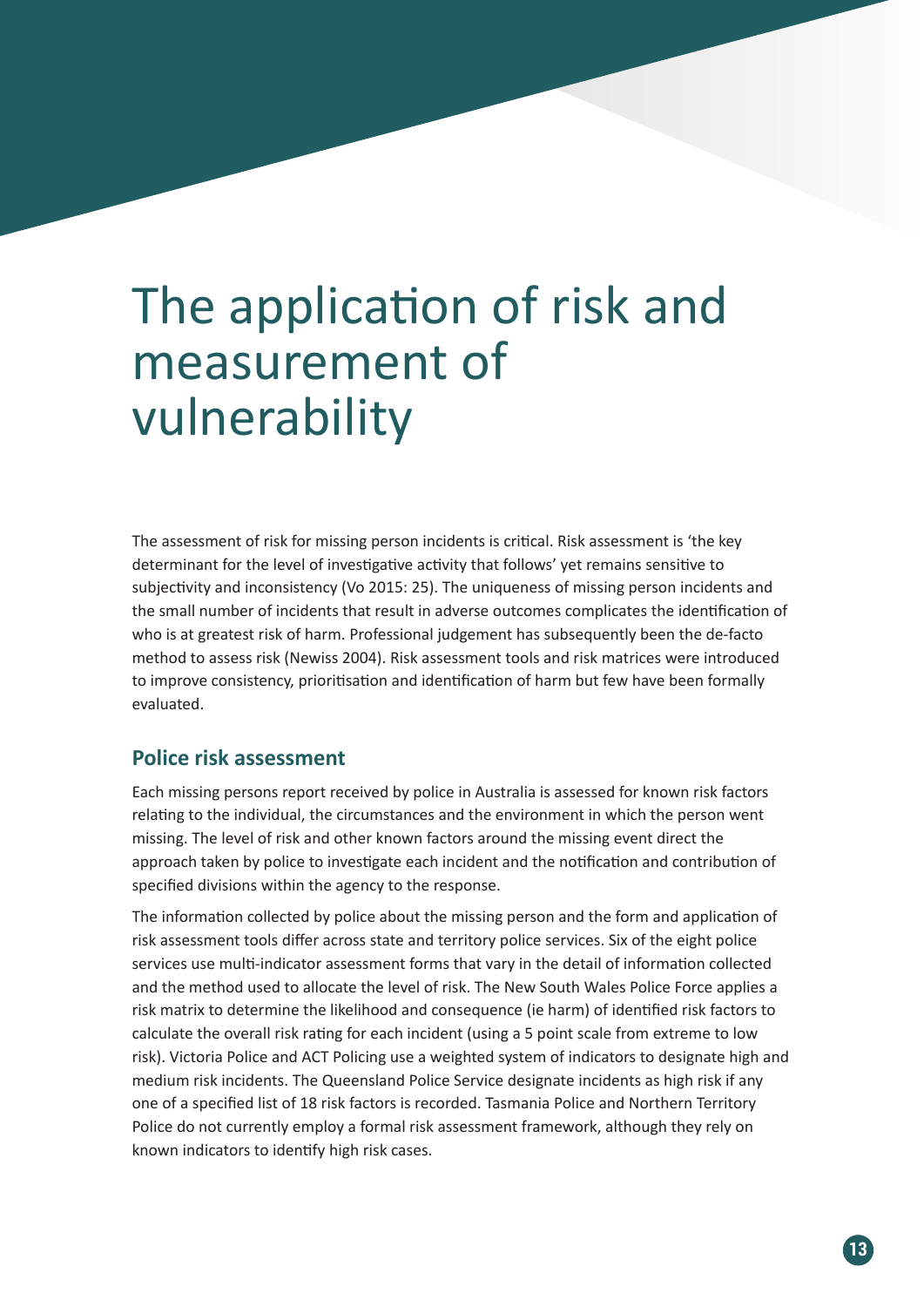# The application of risk and measurement of vulnerability

The assessment of risk for missing person incidents is critical. Risk assessment is 'the key determinant for the level of investigative activity that follows' yet remains sensitive to subjectivity and inconsistency (Vo 2015: 25). The uniqueness of missing person incidents and the small number of incidents that result in adverse outcomes complicates the identification of who is at greatest risk of harm. Professional judgement has subsequently been the de-facto method to assess risk (Newiss 2004). Risk assessment tools and risk matrices were introduced to improve consistency, prioritisation and identification of harm but few have been formally evaluated.

## Police risk assessment

Each missing persons report received by police in Australia is assessed for known risk factors relating to the individual, the circumstances and the environment in which the person went missing. The level of risk and other known factors around the missing event direct the approach taken by police to investigate each incident and the notification and contribution of specified divisions within the agency to the response.

The information collected by police about the missing person and the form and application of risk assessment tools differ across state and territory police services. Six of the eight police services use multi-indicator assessment forms that vary in the detail of information collected and the method used to allocate the level of risk. The New South Wales Police Force applies a risk matrix to determine the likelihood and consequence (ie harm) of identified risk factors to calculate the overall risk rating for each incident (using a 5 point scale from extreme to low risk). Victoria Police and ACT Policing use a weighted system of indicators to designate high and medium risk incidents. The Queensland Police Service designate incidents as high risk if any one of a specified list of 18 risk factors is recorded. Tasmania Police and Northern Territory Police do not currently employ a formal risk assessment framework, although they rely on known indicators to identify high risk cases.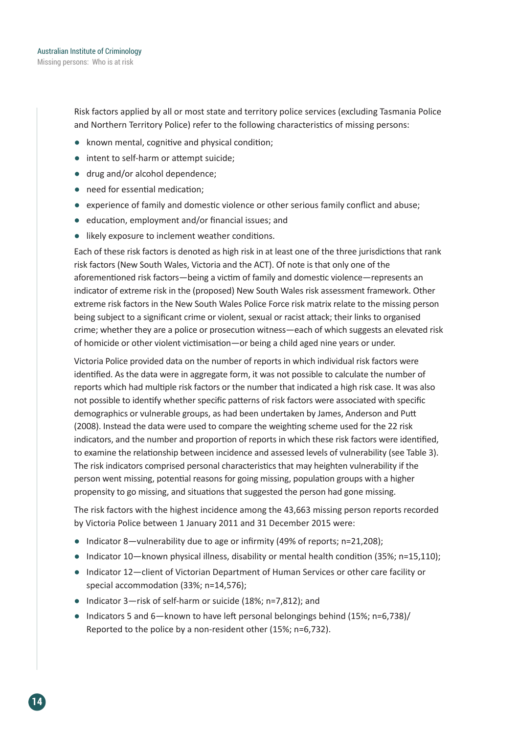Risk factors applied by all or most state and territory police services (excluding Tasmania Police and Northern Territory Police) refer to the following characteristics of missing persons:

- known mental, cognitive and physical condition;
- intent to self-harm or attempt suicide;
- drug and/or alcohol dependence;
- need for essential medication;
- experience of family and domestic violence or other serious family conflict and abuse;
- education, employment and/or financial issues; and
- likely exposure to inclement weather conditions.

Each of these risk factors is denoted as high risk in at least one of the three jurisdictions that rank risk factors (New South Wales, Victoria and the ACT). Of note is that only one of the aforementioned risk factors—being a victim of family and domestic violence—represents an indicator of extreme risk in the (proposed) New South Wales risk assessment framework. Other extreme risk factors in the New South Wales Police Force risk matrix relate to the missing person being subject to a significant crime or violent, sexual or racist attack; their links to organised crime; whether they are a police or prosecution witness—each of which suggests an elevated risk of homicide or other violent victimisation—or being a child aged nine years or under.

Victoria Police provided data on the number of reports in which individual risk factors were identified. As the data were in aggregate form, it was not possible to calculate the number of reports which had multiple risk factors or the number that indicated a high risk case. It was also not possible to identify whether specific patterns of risk factors were associated with specific demographics or vulnerable groups, as had been undertaken by James, Anderson and Putt (2008). Instead the data were used to compare the weighting scheme used for the 22 risk indicators, and the number and proportion of reports in which these risk factors were identified, to examine the relationship between incidence and assessed levels of vulnerability (see Table 3). The risk indicators comprised personal characteristics that may heighten vulnerability if the person went missing, potential reasons for going missing, population groups with a higher propensity to go missing, and situations that suggested the person had gone missing.

The risk factors with the highest incidence among the 43,663 missing person reports recorded by Victoria Police between 1 January 2011 and 31 December 2015 were:

- Indicator 8—vulnerability due to age or infirmity (49% of reports; n=21,208);
- Indicator 10—known physical illness, disability or mental health condition (35%; n=15,110);
- Indicator 12—client of Victorian Department of Human Services or other care facility or special accommodation (33%; n=14,576);
- Indicator 3—risk of self-harm or suicide (18%; n=7,812); and
- Indicators 5 and 6—known to have left personal belongings behind (15%; n=6,738)/ Reported to the police by a non-resident other (15%; n=6,732).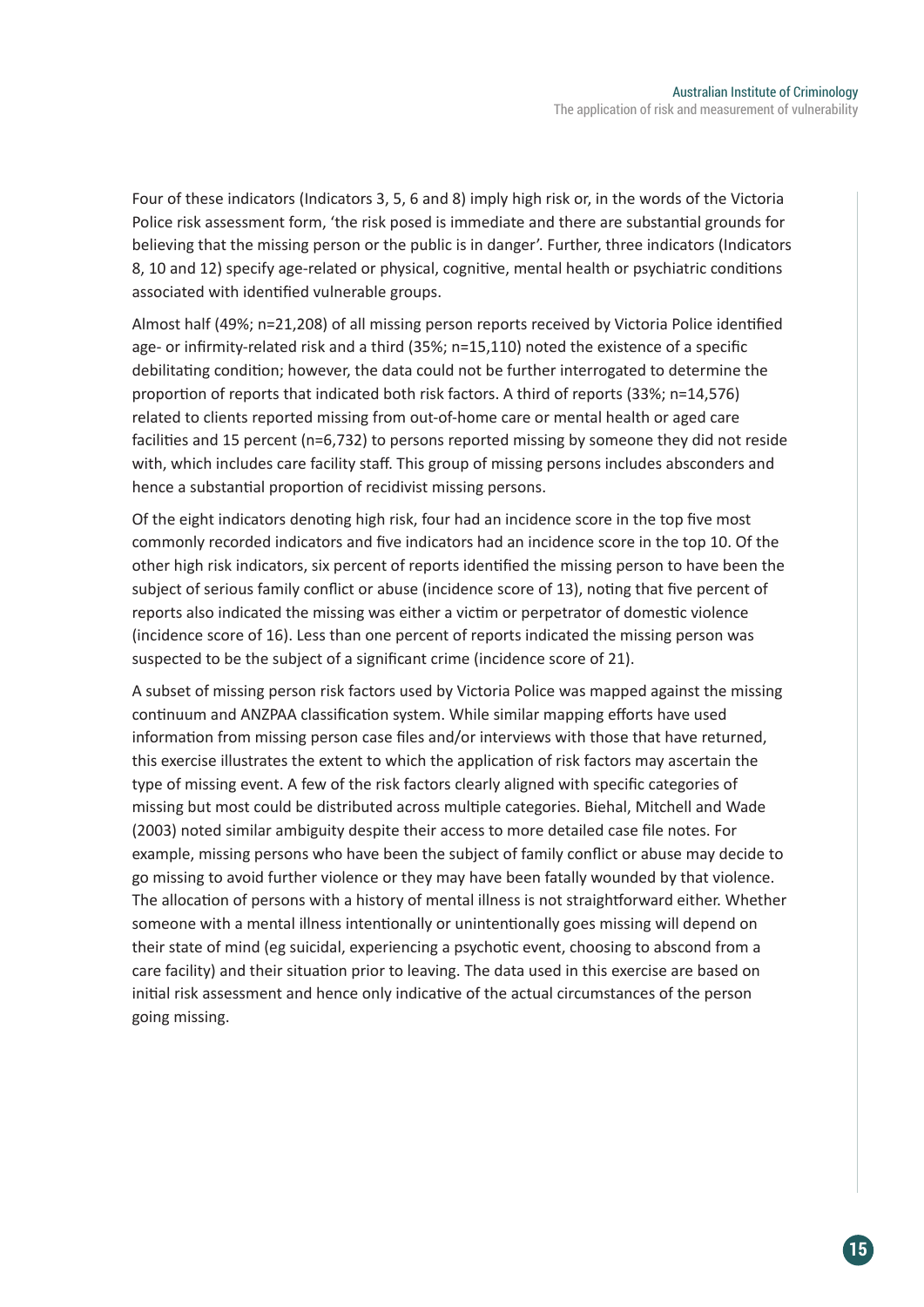Four of these indicators (Indicators 3, 5, 6 and 8) imply high risk or, in the words of the Victoria Police risk assessment form, 'the risk posed is immediate and there are substantial grounds for believing that the missing person or the public is in danger'. Further, three indicators (Indicators 8, 10 and 12) specify age-related or physical, cognitive, mental health or psychiatric conditions associated with identified vulnerable groups.

Almost half (49%; n=21,208) of all missing person reports received by Victoria Police identified age- or infirmity-related risk and a third (35%; n=15,110) noted the existence of a specific debilitating condition; however, the data could not be further interrogated to determine the proportion of reports that indicated both risk factors. A third of reports (33%; n=14,576) related to clients reported missing from out-of-home care or mental health or aged care facilities and 15 percent (n=6,732) to persons reported missing by someone they did not reside with, which includes care facility staff. This group of missing persons includes absconders and hence a substantial proportion of recidivist missing persons.

Of the eight indicators denoting high risk, four had an incidence score in the top five most commonly recorded indicators and five indicators had an incidence score in the top 10. Of the other high risk indicators, six percent of reports identified the missing person to have been the subject of serious family conflict or abuse (incidence score of 13), noting that five percent of reports also indicated the missing was either a victim or perpetrator of domestic violence (incidence score of 16). Less than one percent of reports indicated the missing person was suspected to be the subject of a significant crime (incidence score of 21).

A subset of missing person risk factors used by Victoria Police was mapped against the missing continuum and ANZPAA classification system. While similar mapping efforts have used information from missing person case files and/or interviews with those that have returned, this exercise illustrates the extent to which the application of risk factors may ascertain the type of missing event. A few of the risk factors clearly aligned with specific categories of missing but most could be distributed across multiple categories. Biehal, Mitchell and Wade (2003) noted similar ambiguity despite their access to more detailed case file notes. For example, missing persons who have been the subject of family conflict or abuse may decide to go missing to avoid further violence or they may have been fatally wounded by that violence. The allocation of persons with a history of mental illness is not straightforward either. Whether someone with a mental illness intentionally or unintentionally goes missing will depend on their state of mind (eg suicidal, experiencing a psychotic event, choosing to abscond from a care facility) and their situation prior to leaving. The data used in this exercise are based on initial risk assessment and hence only indicative of the actual circumstances of the person going missing.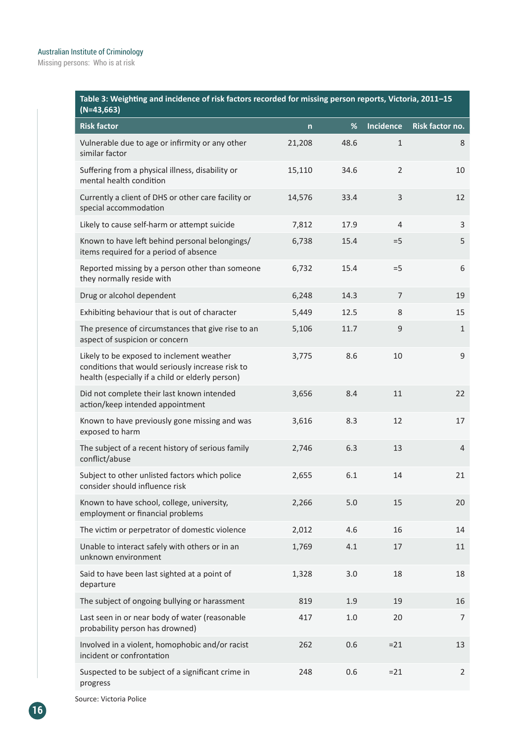**Table 3: Weighting and incidence of risk factors recorded for missing person reports, Victoria, 2011–15 (N=43,663)**

| Risk factor | n | % | Incidence | Risk factor no. |
|---|---|---|---|---|
| Vulnerable due to age or infirmity or any other similar factor | 21,208 | 48.6 | 1 | 8 |
| Suffering from a physical illness, disability or mental health condition | 15,110 | 34.6 | 2 | 10 |
| Currently a client of DHS or other care facility or special accommodation | 14,576 | 33.4 | 3 | 12 |
| Likely to cause self-harm or attempt suicide | 7,812 | 17.9 | 4 | 3 |
| Known to have left behind personal belongings/ items required for a period of absence | 6,738 | 15.4 | =5 | 5 |
| Reported missing by a person other than someone they normally reside with | 6,732 | 15.4 | =5 | 6 |
| Drug or alcohol dependent | 6,248 | 14.3 | 7 | 19 |
| Exhibiting behaviour that is out of character | 5,449 | 12.5 | 8 | 15 |
| The presence of circumstances that give rise to an aspect of suspicion or concern | 5,106 | 11.7 | 9 | 1 |
| Likely to be exposed to inclement weather conditions that would seriously increase risk to health (especially if a child or elderly person) | 3,775 | 8.6 | 10 | 9 |
| Did not complete their last known intended action/keep intended appointment | 3,656 | 8.4 | 11 | 22 |
| Known to have previously gone missing and was exposed to harm | 3,616 | 8.3 | 12 | 17 |
| The subject of a recent history of serious family conflict/abuse | 2,746 | 6.3 | 13 | 4 |
| Subject to other unlisted factors which police consider should influence risk | 2,655 | 6.1 | 14 | 21 |
| Known to have school, college, university, employment or financial problems | 2,266 | 5.0 | 15 | 20 |
| The victim or perpetrator of domestic violence | 2,012 | 4.6 | 16 | 14 |
| Unable to interact safely with others or in an unknown environment | 1,769 | 4.1 | 17 | 11 |
| Said to have been last sighted at a point of departure | 1,328 | 3.0 | 18 | 18 |
| The subject of ongoing bullying or harassment | 819 | 1.9 | 19 | 16 |
| Last seen in or near body of water (reasonable probability person has drowned) | 417 | 1.0 | 20 | 7 |
| Involved in a violent, homophobic and/or racist incident or confrontation | 262 | 0.6 | =21 | 13 |
| Suspected to be subject of a significant crime in progress | 248 | 0.6 | =21 | 2 |

Source: Victoria Police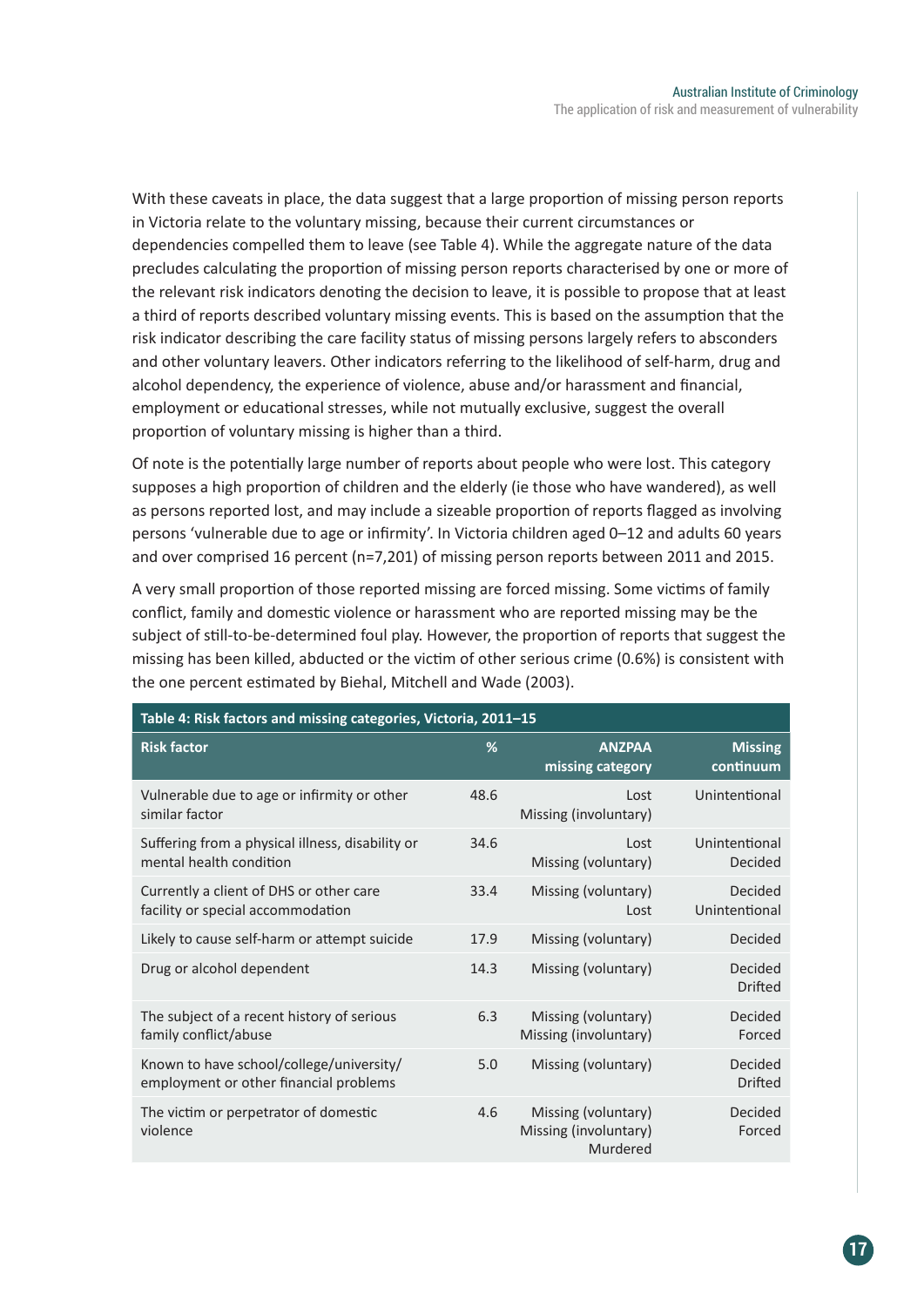With these caveats in place, the data suggest that a large proportion of missing person reports in Victoria relate to the voluntary missing, because their current circumstances or dependencies compelled them to leave (see Table 4). While the aggregate nature of the data precludes calculating the proportion of missing person reports characterised by one or more of the relevant risk indicators denoting the decision to leave, it is possible to propose that at least a third of reports described voluntary missing events. This is based on the assumption that the risk indicator describing the care facility status of missing persons largely refers to absconders and other voluntary leavers. Other indicators referring to the likelihood of self-harm, drug and alcohol dependency, the experience of violence, abuse and/or harassment and financial, employment or educational stresses, while not mutually exclusive, suggest the overall proportion of voluntary missing is higher than a third.

Of note is the potentially large number of reports about people who were lost. This category supposes a high proportion of children and the elderly (ie those who have wandered), as well as persons reported lost, and may include a sizeable proportion of reports flagged as involving persons 'vulnerable due to age or infirmity'. In Victoria children aged 0–12 and adults 60 years and over comprised 16 percent (n=7,201) of missing person reports between 2011 and 2015.

A very small proportion of those reported missing are forced missing. Some victims of family conflict, family and domestic violence or harassment who are reported missing may be the subject of still-to-be-determined foul play. However, the proportion of reports that suggest the missing has been killed, abducted or the victim of other serious crime (0.6%) is consistent with the one percent estimated by Biehal, Mitchell and Wade (2003).

**Table 4: Risk factors and missing categories, Victoria, 2011–15**

| Risk factor | % | ANZPAA missing category | Missing continuum |
|---|---|---|---|
| Vulnerable due to age or infirmity or other similar factor | 48.6 | Lost<br>Missing (involuntary) | Unintentional |
| Suffering from a physical illness, disability or mental health condition | 34.6 | Lost<br>Missing (voluntary) | Unintentional<br>Decided |
| Currently a client of DHS or other care facility or special accommodation | 33.4 | Missing (voluntary)<br>Lost | Decided<br>Unintentional |
| Likely to cause self-harm or attempt suicide | 17.9 | Missing (voluntary) | Decided |
| Drug or alcohol dependent | 14.3 | Missing (voluntary) | Decided<br>Drifted |
| The subject of a recent history of serious family conflict/abuse | 6.3 | Missing (voluntary)<br>Missing (involuntary) | Decided<br>Forced |
| Known to have school/college/university/ employment or other financial problems | 5.0 | Missing (voluntary) | Decided<br>Drifted |
| The victim or perpetrator of domestic violence | 4.6 | Missing (voluntary)<br>Missing (involuntary)<br>Murdered | Decided<br>Forced |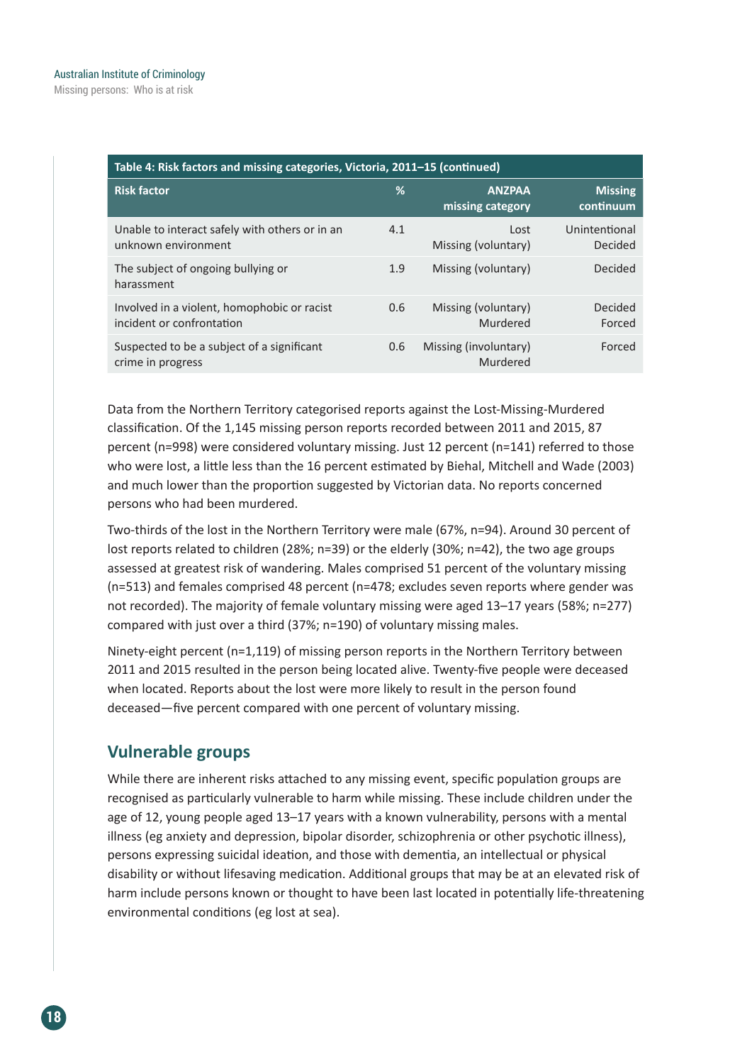**Table 4: Risk factors and missing categories, Victoria, 2011–15 (continued)**

| Risk factor | % | ANZPAA missing category | Missing continuum |
|---|---|---|---|
| Unable to interact safely with others or in an unknown environment | 4.1 | Lost<br>Missing (voluntary) | Unintentional<br>Decided |
| The subject of ongoing bullying or harassment | 1.9 | Missing (voluntary) | Decided |
| Involved in a violent, homophobic or racist incident or confrontation | 0.6 | Missing (voluntary)<br>Murdered | Decided<br>Forced |
| Suspected to be a subject of a significant crime in progress | 0.6 | Missing (involuntary)<br>Murdered | Forced |

Data from the Northern Territory categorised reports against the Lost-Missing-Murdered classification. Of the 1,145 missing person reports recorded between 2011 and 2015, 87 percent (n=998) were considered voluntary missing. Just 12 percent (n=141) referred to those who were lost, a little less than the 16 percent estimated by Biehal, Mitchell and Wade (2003) and much lower than the proportion suggested by Victorian data. No reports concerned persons who had been murdered.

Two-thirds of the lost in the Northern Territory were male (67%, n=94). Around 30 percent of lost reports related to children (28%; n=39) or the elderly (30%; n=42), the two age groups assessed at greatest risk of wandering. Males comprised 51 percent of the voluntary missing (n=513) and females comprised 48 percent (n=478; excludes seven reports where gender was not recorded). The majority of female voluntary missing were aged 13–17 years (58%; n=277) compared with just over a third (37%; n=190) of voluntary missing males.

Ninety-eight percent (n=1,119) of missing person reports in the Northern Territory between 2011 and 2015 resulted in the person being located alive. Twenty-five people were deceased when located. Reports about the lost were more likely to result in the person found deceased—five percent compared with one percent of voluntary missing.

## Vulnerable groups

While there are inherent risks attached to any missing event, specific population groups are recognised as particularly vulnerable to harm while missing. These include children under the age of 12, young people aged 13–17 years with a known vulnerability, persons with a mental illness (eg anxiety and depression, bipolar disorder, schizophrenia or other psychotic illness), persons expressing suicidal ideation, and those with dementia, an intellectual or physical disability or without lifesaving medication. Additional groups that may be at an elevated risk of harm include persons known or thought to have been last located in potentially life-threatening environmental conditions (eg lost at sea).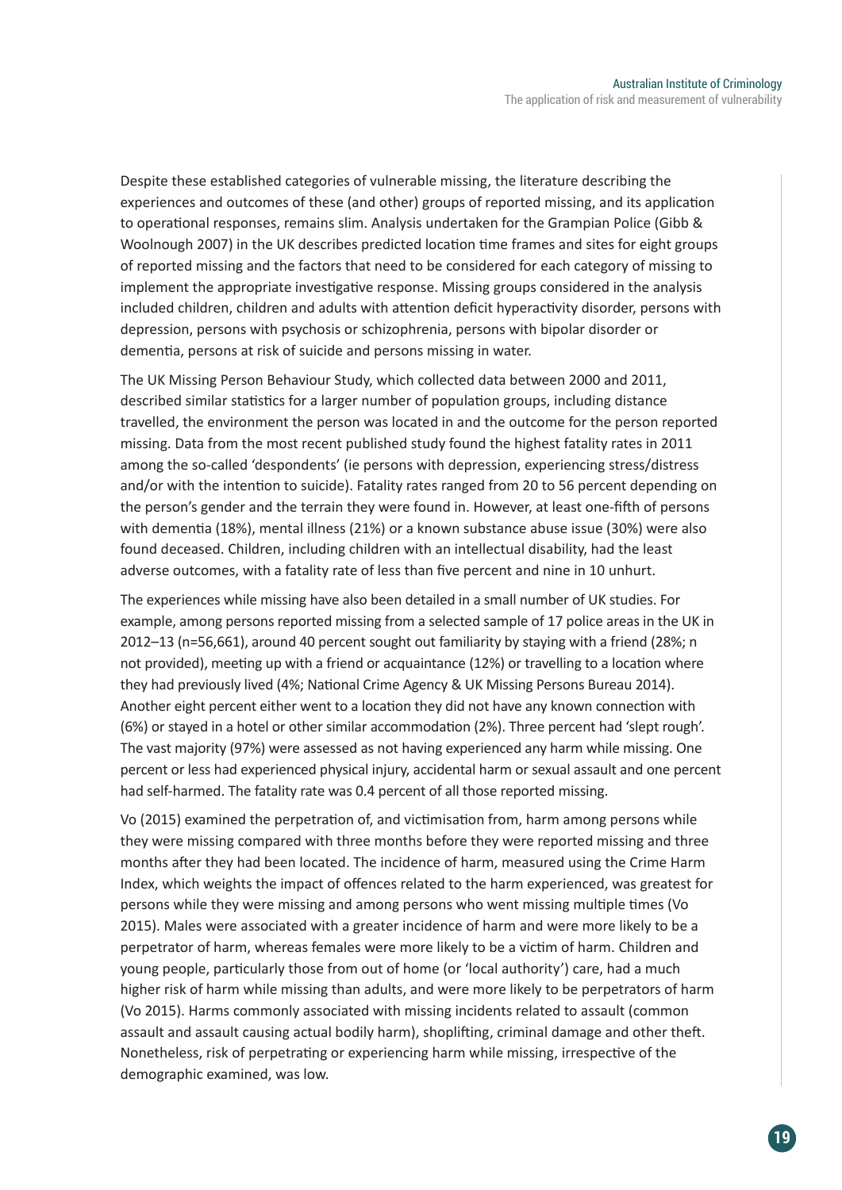Despite these established categories of vulnerable missing, the literature describing the experiences and outcomes of these (and other) groups of reported missing, and its application to operational responses, remains slim. Analysis undertaken for the Grampian Police (Gibb & Woolnough 2007) in the UK describes predicted location time frames and sites for eight groups of reported missing and the factors that need to be considered for each category of missing to implement the appropriate investigative response. Missing groups considered in the analysis included children, children and adults with attention deficit hyperactivity disorder, persons with depression, persons with psychosis or schizophrenia, persons with bipolar disorder or dementia, persons at risk of suicide and persons missing in water.

The UK Missing Person Behaviour Study, which collected data between 2000 and 2011, described similar statistics for a larger number of population groups, including distance travelled, the environment the person was located in and the outcome for the person reported missing. Data from the most recent published study found the highest fatality rates in 2011 among the so-called 'despondents' (ie persons with depression, experiencing stress/distress and/or with the intention to suicide). Fatality rates ranged from 20 to 56 percent depending on the person's gender and the terrain they were found in. However, at least one-fifth of persons with dementia (18%), mental illness (21%) or a known substance abuse issue (30%) were also found deceased. Children, including children with an intellectual disability, had the least adverse outcomes, with a fatality rate of less than five percent and nine in 10 unhurt.

The experiences while missing have also been detailed in a small number of UK studies. For example, among persons reported missing from a selected sample of 17 police areas in the UK in 2012–13 (n=56,661), around 40 percent sought out familiarity by staying with a friend (28%; n not provided), meeting up with a friend or acquaintance (12%) or travelling to a location where they had previously lived (4%; National Crime Agency & UK Missing Persons Bureau 2014). Another eight percent either went to a location they did not have any known connection with (6%) or stayed in a hotel or other similar accommodation (2%). Three percent had 'slept rough'. The vast majority (97%) were assessed as not having experienced any harm while missing. One percent or less had experienced physical injury, accidental harm or sexual assault and one percent had self-harmed. The fatality rate was 0.4 percent of all those reported missing.

Vo (2015) examined the perpetration of, and victimisation from, harm among persons while they were missing compared with three months before they were reported missing and three months after they had been located. The incidence of harm, measured using the Crime Harm Index, which weights the impact of offences related to the harm experienced, was greatest for persons while they were missing and among persons who went missing multiple times (Vo 2015). Males were associated with a greater incidence of harm and were more likely to be a perpetrator of harm, whereas females were more likely to be a victim of harm. Children and young people, particularly those from out of home (or 'local authority') care, had a much higher risk of harm while missing than adults, and were more likely to be perpetrators of harm (Vo 2015). Harms commonly associated with missing incidents related to assault (common assault and assault causing actual bodily harm), shoplifting, criminal damage and other theft. Nonetheless, risk of perpetrating or experiencing harm while missing, irrespective of the demographic examined, was low.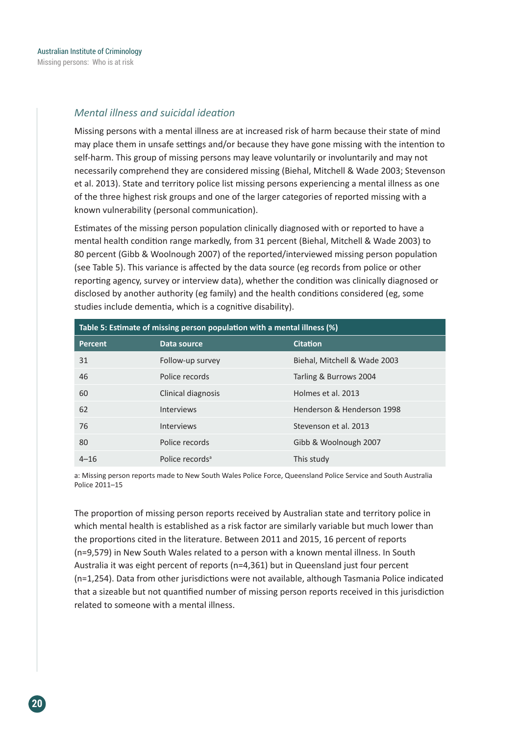### *Mental illness and suicidal ideation*

Missing persons with a mental illness are at increased risk of harm because their state of mind may place them in unsafe settings and/or because they have gone missing with the intention to self-harm. This group of missing persons may leave voluntarily or involuntarily and may not necessarily comprehend they are considered missing (Biehal, Mitchell & Wade 2003; Stevenson et al. 2013). State and territory police list missing persons experiencing a mental illness as one of the three highest risk groups and one of the larger categories of reported missing with a known vulnerability (personal communication).

Estimates of the missing person population clinically diagnosed with or reported to have a mental health condition range markedly, from 31 percent (Biehal, Mitchell & Wade 2003) to 80 percent (Gibb & Woolnough 2007) of the reported/interviewed missing person population (see Table 5). This variance is affected by the data source (eg records from police or other reporting agency, survey or interview data), whether the condition was clinically diagnosed or disclosed by another authority (eg family) and the health conditions considered (eg, some studies include dementia, which is a cognitive disability).

**Table 5: Estimate of missing person population with a mental illness (%)**

| Percent | Data source | Citation |
|---|---|---|
| 31 | Follow-up survey | Biehal, Mitchell & Wade 2003 |
| 46 | Police records | Tarling & Burrows 2004 |
| 60 | Clinical diagnosis | Holmes et al. 2013 |
| 62 | Interviews | Henderson & Henderson 1998 |
| 76 | Interviews | Stevenson et al. 2013 |
| 80 | Police records | Gibb & Woolnough 2007 |
| 4–16 | Police records[a] | This study |

a: Missing person reports made to New South Wales Police Force, Queensland Police Service and South Australia Police 2011–15

The proportion of missing person reports received by Australian state and territory police in which mental health is established as a risk factor are similarly variable but much lower than the proportions cited in the literature. Between 2011 and 2015, 16 percent of reports (n=9,579) in New South Wales related to a person with a known mental illness. In South Australia it was eight percent of reports (n=4,361) but in Queensland just four percent (n=1,254). Data from other jurisdictions were not available, although Tasmania Police indicated that a sizeable but not quantified number of missing person reports received in this jurisdiction related to someone with a mental illness.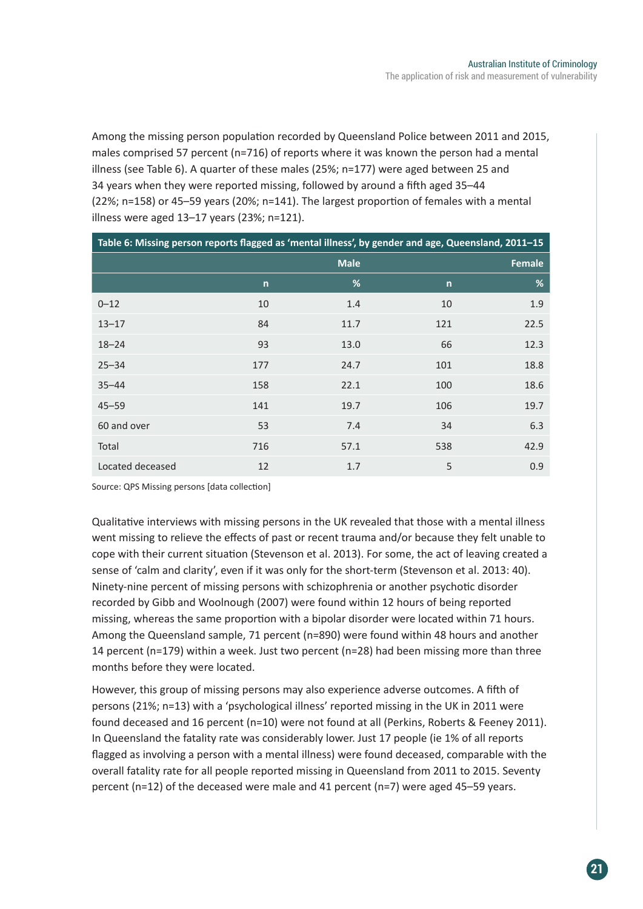Among the missing person population recorded by Queensland Police between 2011 and 2015, males comprised 57 percent (n=716) of reports where it was known the person had a mental illness (see Table 6). A quarter of these males (25%; n=177) were aged between 25 and 34 years when they were reported missing, followed by around a fifth aged 35–44 (22%; n=158) or 45–59 years (20%; n=141). The largest proportion of females with a mental illness were aged 13–17 years (23%; n=121).

**Table 6: Missing person reports flagged as 'mental illness', by gender and age, Queensland, 2011–15**

| | Male | | Female | |
|---|---|---|---|---|
| | n | % | n | % |
| 0–12 | 10 | 1.4 | 10 | 1.9 |
| 13–17 | 84 | 11.7 | 121 | 22.5 |
| 18–24 | 93 | 13.0 | 66 | 12.3 |
| 25–34 | 177 | 24.7 | 101 | 18.8 |
| 35–44 | 158 | 22.1 | 100 | 18.6 |
| 45–59 | 141 | 19.7 | 106 | 19.7 |
| 60 and over | 53 | 7.4 | 34 | 6.3 |
| Total | 716 | 57.1 | 538 | 42.9 |
| Located deceased | 12 | 1.7 | 5 | 0.9 |

Source: QPS Missing persons [data collection]

Qualitative interviews with missing persons in the UK revealed that those with a mental illness went missing to relieve the effects of past or recent trauma and/or because they felt unable to cope with their current situation (Stevenson et al. 2013). For some, the act of leaving created a sense of 'calm and clarity', even if it was only for the short-term (Stevenson et al. 2013: 40). Ninety-nine percent of missing persons with schizophrenia or another psychotic disorder recorded by Gibb and Woolnough (2007) were found within 12 hours of being reported missing, whereas the same proportion with a bipolar disorder were located within 71 hours. Among the Queensland sample, 71 percent (n=890) were found within 48 hours and another 14 percent (n=179) within a week. Just two percent (n=28) had been missing more than three months before they were located.

However, this group of missing persons may also experience adverse outcomes. A fifth of persons (21%; n=13) with a 'psychological illness' reported missing in the UK in 2011 were found deceased and 16 percent (n=10) were not found at all (Perkins, Roberts & Feeney 2011). In Queensland the fatality rate was considerably lower. Just 17 people (ie 1% of all reports flagged as involving a person with a mental illness) were found deceased, comparable with the overall fatality rate for all people reported missing in Queensland from 2011 to 2015. Seventy percent (n=12) of the deceased were male and 41 percent (n=7) were aged 45–59 years.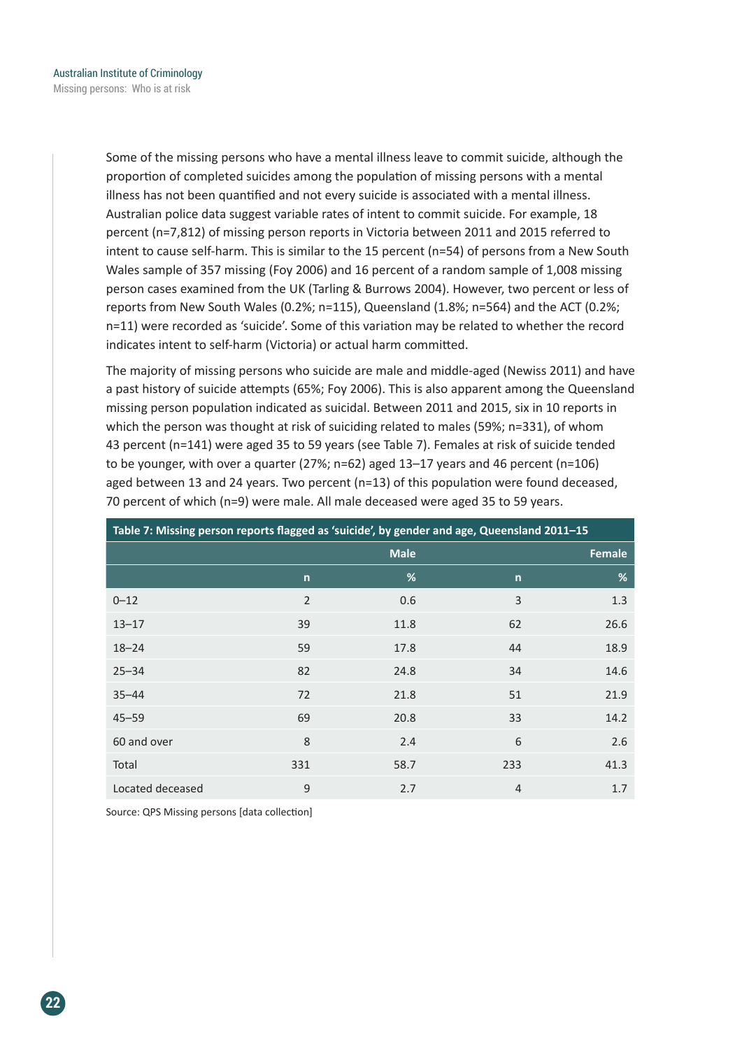Some of the missing persons who have a mental illness leave to commit suicide, although the proportion of completed suicides among the population of missing persons with a mental illness has not been quantified and not every suicide is associated with a mental illness. Australian police data suggest variable rates of intent to commit suicide. For example, 18 percent (n=7,812) of missing person reports in Victoria between 2011 and 2015 referred to intent to cause self-harm. This is similar to the 15 percent (n=54) of persons from a New South Wales sample of 357 missing (Foy 2006) and 16 percent of a random sample of 1,008 missing person cases examined from the UK (Tarling & Burrows 2004). However, two percent or less of reports from New South Wales (0.2%; n=115), Queensland (1.8%; n=564) and the ACT (0.2%; n=11) were recorded as 'suicide'. Some of this variation may be related to whether the record indicates intent to self-harm (Victoria) or actual harm committed.

The majority of missing persons who suicide are male and middle-aged (Newiss 2011) and have a past history of suicide attempts (65%; Foy 2006). This is also apparent among the Queensland missing person population indicated as suicidal. Between 2011 and 2015, six in 10 reports in which the person was thought at risk of suiciding related to males (59%; n=331), of whom 43 percent (n=141) were aged 35 to 59 years (see Table 7). Females at risk of suicide tended to be younger, with over a quarter (27%; n=62) aged 13–17 years and 46 percent (n=106) aged between 13 and 24 years. Two percent (n=13) of this population were found deceased, 70 percent of which (n=9) were male. All male deceased were aged 35 to 59 years.

**Table 7: Missing person reports flagged as 'suicide', by gender and age, Queensland 2011–15**

| | Male | | Female | |
|---|---|---|---|---|
| | n | % | n | % |
| 0–12 | 2 | 0.6 | 3 | 1.3 |
| 13–17 | 39 | 11.8 | 62 | 26.6 |
| 18–24 | 59 | 17.8 | 44 | 18.9 |
| 25–34 | 82 | 24.8 | 34 | 14.6 |
| 35–44 | 72 | 21.8 | 51 | 21.9 |
| 45–59 | 69 | 20.8 | 33 | 14.2 |
| 60 and over | 8 | 2.4 | 6 | 2.6 |
| Total | 331 | 58.7 | 233 | 41.3 |
| Located deceased | 9 | 2.7 | 4 | 1.7 |

Source: QPS Missing persons [data collection]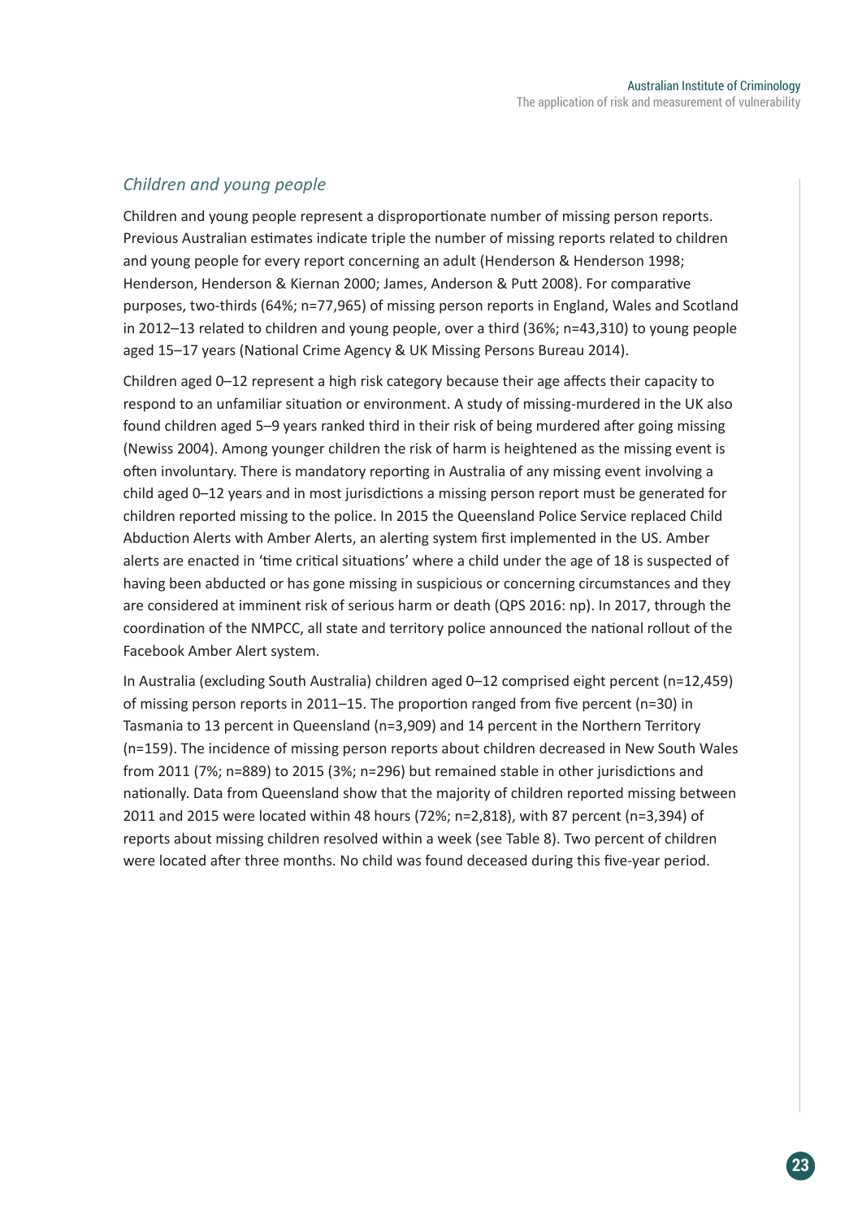### *Children and young people*

Children and young people represent a disproportionate number of missing person reports. Previous Australian estimates indicate triple the number of missing reports related to children and young people for every report concerning an adult (Henderson & Henderson 1998; Henderson, Henderson & Kiernan 2000; James, Anderson & Putt 2008). For comparative purposes, two-thirds (64%; n=77,965) of missing person reports in England, Wales and Scotland in 2012–13 related to children and young people, over a third (36%; n=43,310) to young people aged 15–17 years (National Crime Agency & UK Missing Persons Bureau 2014).

Children aged 0–12 represent a high risk category because their age affects their capacity to respond to an unfamiliar situation or environment. A study of missing-murdered in the UK also found children aged 5–9 years ranked third in their risk of being murdered after going missing (Newiss 2004). Among younger children the risk of harm is heightened as the missing event is often involuntary. There is mandatory reporting in Australia of any missing event involving a child aged 0–12 years and in most jurisdictions a missing person report must be generated for children reported missing to the police. In 2015 the Queensland Police Service replaced Child Abduction Alerts with Amber Alerts, an alerting system first implemented in the US. Amber alerts are enacted in 'time critical situations' where a child under the age of 18 is suspected of having been abducted or has gone missing in suspicious or concerning circumstances and they are considered at imminent risk of serious harm or death (QPS 2016: np). In 2017, through the coordination of the NMPCC, all state and territory police announced the national rollout of the Facebook Amber Alert system.

In Australia (excluding South Australia) children aged 0–12 comprised eight percent (n=12,459) of missing person reports in 2011–15. The proportion ranged from five percent (n=30) in Tasmania to 13 percent in Queensland (n=3,909) and 14 percent in the Northern Territory (n=159). The incidence of missing person reports about children decreased in New South Wales from 2011 (7%; n=889) to 2015 (3%; n=296) but remained stable in other jurisdictions and nationally. Data from Queensland show that the majority of children reported missing between 2011 and 2015 were located within 48 hours (72%; n=2,818), with 87 percent (n=3,394) of reports about missing children resolved within a week (see Table 8). Two percent of children were located after three months. No child was found deceased during this five-year period.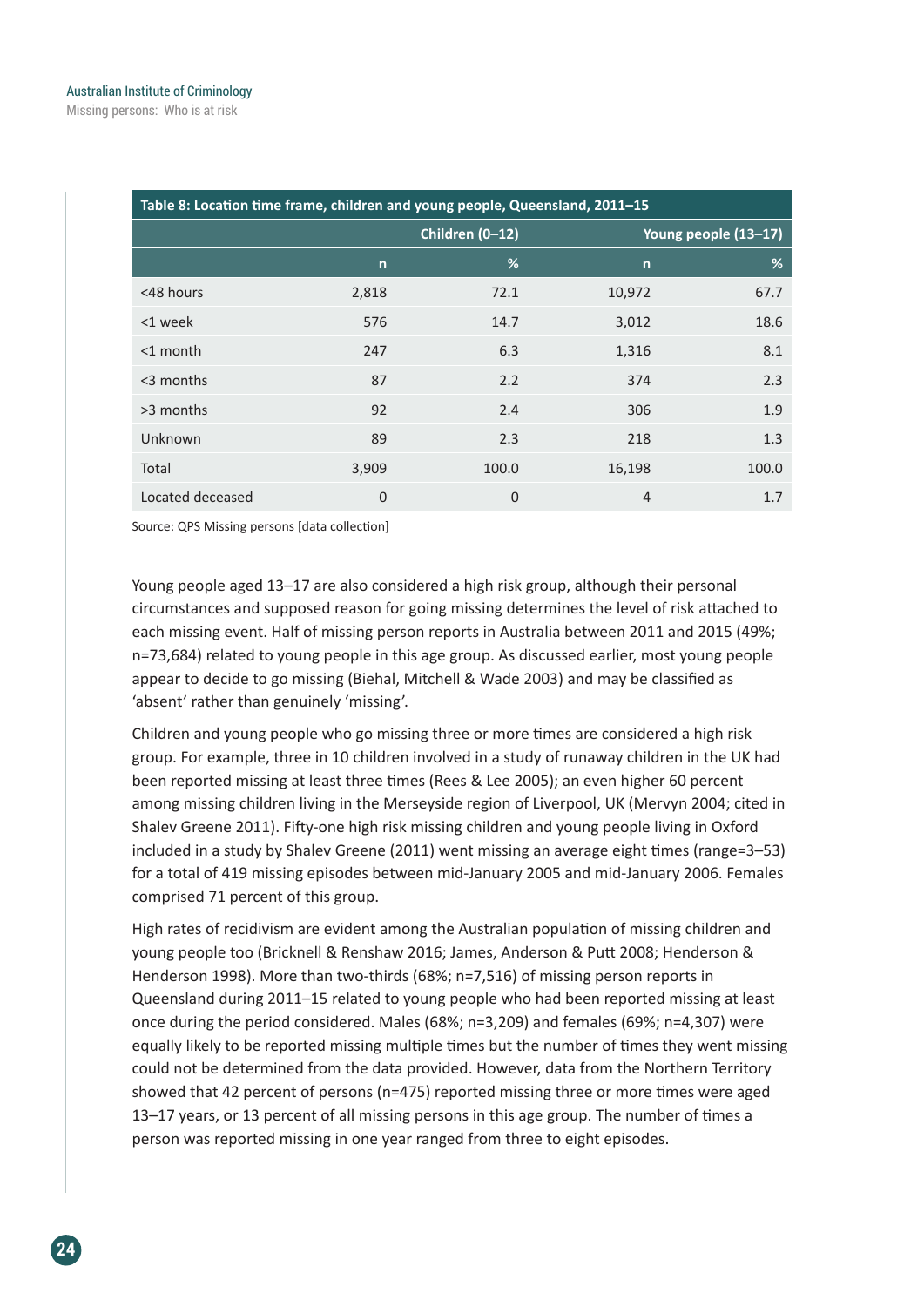| Table 8: Location time frame, children and young people, Queensland, 2011–15 | | | | |
|---|---|---|---|---|
| | Children (0–12) | | Young people (13–17) | |
| | n | % | n | % |
| <48 hours | 2,818 | 72.1 | 10,972 | 67.7 |
| <1 week | 576 | 14.7 | 3,012 | 18.6 |
| <1 month | 247 | 6.3 | 1,316 | 8.1 |
| <3 months | 87 | 2.2 | 374 | 2.3 |
| >3 months | 92 | 2.4 | 306 | 1.9 |
| Unknown | 89 | 2.3 | 218 | 1.3 |
| Total | 3,909 | 100.0 | 16,198 | 100.0 |
| Located deceased | 0 | 0 | 4 | 1.7 |

Source: QPS Missing persons [data collection]

Young people aged 13–17 are also considered a high risk group, although their personal circumstances and supposed reason for going missing determines the level of risk attached to each missing event. Half of missing person reports in Australia between 2011 and 2015 (49%; n=73,684) related to young people in this age group. As discussed earlier, most young people appear to decide to go missing (Biehal, Mitchell & Wade 2003) and may be classified as 'absent' rather than genuinely 'missing'.

Children and young people who go missing three or more times are considered a high risk group. For example, three in 10 children involved in a study of runaway children in the UK had been reported missing at least three times (Rees & Lee 2005); an even higher 60 percent among missing children living in the Merseyside region of Liverpool, UK (Mervyn 2004; cited in Shalev Greene 2011). Fifty-one high risk missing children and young people living in Oxford included in a study by Shalev Greene (2011) went missing an average eight times (range=3–53) for a total of 419 missing episodes between mid-January 2005 and mid-January 2006. Females comprised 71 percent of this group.

High rates of recidivism are evident among the Australian population of missing children and young people too (Bricknell & Renshaw 2016; James, Anderson & Putt 2008; Henderson & Henderson 1998). More than two-thirds (68%; n=7,516) of missing person reports in Queensland during 2011–15 related to young people who had been reported missing at least once during the period considered. Males (68%; n=3,209) and females (69%; n=4,307) were equally likely to be reported missing multiple times but the number of times they went missing could not be determined from the data provided. However, data from the Northern Territory showed that 42 percent of persons (n=475) reported missing three or more times were aged 13–17 years, or 13 percent of all missing persons in this age group. The number of times a person was reported missing in one year ranged from three to eight episodes.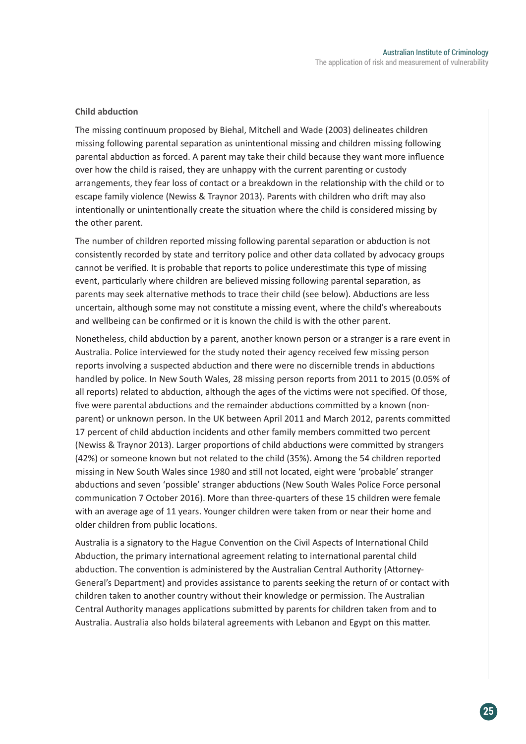**Child abduction**

The missing continuum proposed by Biehal, Mitchell and Wade (2003) delineates children missing following parental separation as unintentional missing and children missing following parental abduction as forced. A parent may take their child because they want more influence over how the child is raised, they are unhappy with the current parenting or custody arrangements, they fear loss of contact or a breakdown in the relationship with the child or to escape family violence (Newiss & Traynor 2013). Parents with children who drift may also intentionally or unintentionally create the situation where the child is considered missing by the other parent.

The number of children reported missing following parental separation or abduction is not consistently recorded by state and territory police and other data collated by advocacy groups cannot be verified. It is probable that reports to police underestimate this type of missing event, particularly where children are believed missing following parental separation, as parents may seek alternative methods to trace their child (see below). Abductions are less uncertain, although some may not constitute a missing event, where the child's whereabouts and wellbeing can be confirmed or it is known the child is with the other parent.

Nonetheless, child abduction by a parent, another known person or a stranger is a rare event in Australia. Police interviewed for the study noted their agency received few missing person reports involving a suspected abduction and there were no discernible trends in abductions handled by police. In New South Wales, 28 missing person reports from 2011 to 2015 (0.05% of all reports) related to abduction, although the ages of the victims were not specified. Of those, five were parental abductions and the remainder abductions committed by a known (non-parent) or unknown person. In the UK between April 2011 and March 2012, parents committed 17 percent of child abduction incidents and other family members committed two percent (Newiss & Traynor 2013). Larger proportions of child abductions were committed by strangers (42%) or someone known but not related to the child (35%). Among the 54 children reported missing in New South Wales since 1980 and still not located, eight were 'probable' stranger abductions and seven 'possible' stranger abductions (New South Wales Police Force personal communication 7 October 2016). More than three-quarters of these 15 children were female with an average age of 11 years. Younger children were taken from or near their home and older children from public locations.

Australia is a signatory to the Hague Convention on the Civil Aspects of International Child Abduction, the primary international agreement relating to international parental child abduction. The convention is administered by the Australian Central Authority (Attorney-General's Department) and provides assistance to parents seeking the return of or contact with children taken to another country without their knowledge or permission. The Australian Central Authority manages applications submitted by parents for children taken from and to Australia. Australia also holds bilateral agreements with Lebanon and Egypt on this matter.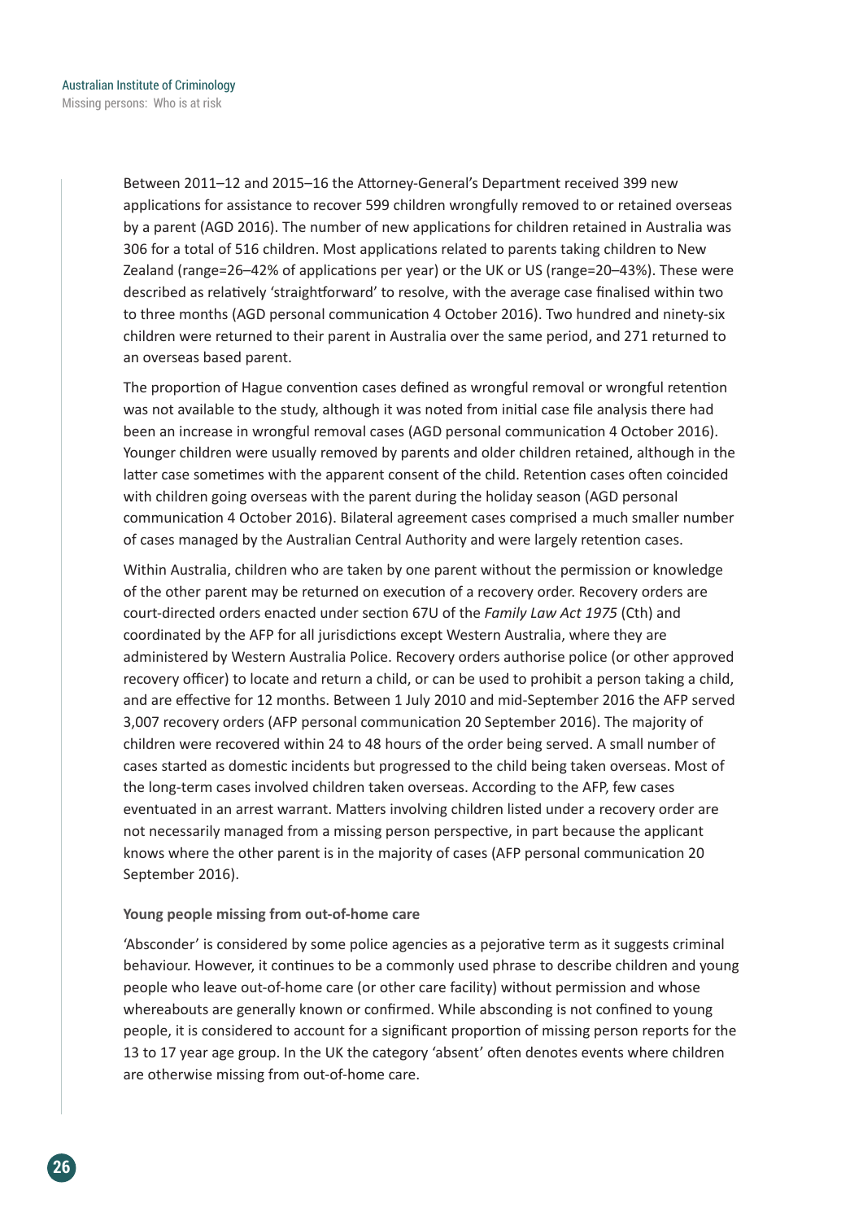Between 2011–12 and 2015–16 the Attorney-General's Department received 399 new applications for assistance to recover 599 children wrongfully removed to or retained overseas by a parent (AGD 2016). The number of new applications for children retained in Australia was 306 for a total of 516 children. Most applications related to parents taking children to New Zealand (range=26–42% of applications per year) or the UK or US (range=20–43%). These were described as relatively 'straightforward' to resolve, with the average case finalised within two to three months (AGD personal communication 4 October 2016). Two hundred and ninety-six children were returned to their parent in Australia over the same period, and 271 returned to an overseas based parent.

The proportion of Hague convention cases defined as wrongful removal or wrongful retention was not available to the study, although it was noted from initial case file analysis there had been an increase in wrongful removal cases (AGD personal communication 4 October 2016). Younger children were usually removed by parents and older children retained, although in the latter case sometimes with the apparent consent of the child. Retention cases often coincided with children going overseas with the parent during the holiday season (AGD personal communication 4 October 2016). Bilateral agreement cases comprised a much smaller number of cases managed by the Australian Central Authority and were largely retention cases.

Within Australia, children who are taken by one parent without the permission or knowledge of the other parent may be returned on execution of a recovery order. Recovery orders are court-directed orders enacted under section 67U of the *Family Law Act 1975* (Cth) and coordinated by the AFP for all jurisdictions except Western Australia, where they are administered by Western Australia Police. Recovery orders authorise police (or other approved recovery officer) to locate and return a child, or can be used to prohibit a person taking a child, and are effective for 12 months. Between 1 July 2010 and mid-September 2016 the AFP served 3,007 recovery orders (AFP personal communication 20 September 2016). The majority of children were recovered within 24 to 48 hours of the order being served. A small number of cases started as domestic incidents but progressed to the child being taken overseas. Most of the long-term cases involved children taken overseas. According to the AFP, few cases eventuated in an arrest warrant. Matters involving children listed under a recovery order are not necessarily managed from a missing person perspective, in part because the applicant knows where the other parent is in the majority of cases (AFP personal communication 20 September 2016).

**Young people missing from out-of-home care**

'Absconder' is considered by some police agencies as a pejorative term as it suggests criminal behaviour. However, it continues to be a commonly used phrase to describe children and young people who leave out-of-home care (or other care facility) without permission and whose whereabouts are generally known or confirmed. While absconding is not confined to young people, it is considered to account for a significant proportion of missing person reports for the 13 to 17 year age group. In the UK the category 'absent' often denotes events where children are otherwise missing from out-of-home care.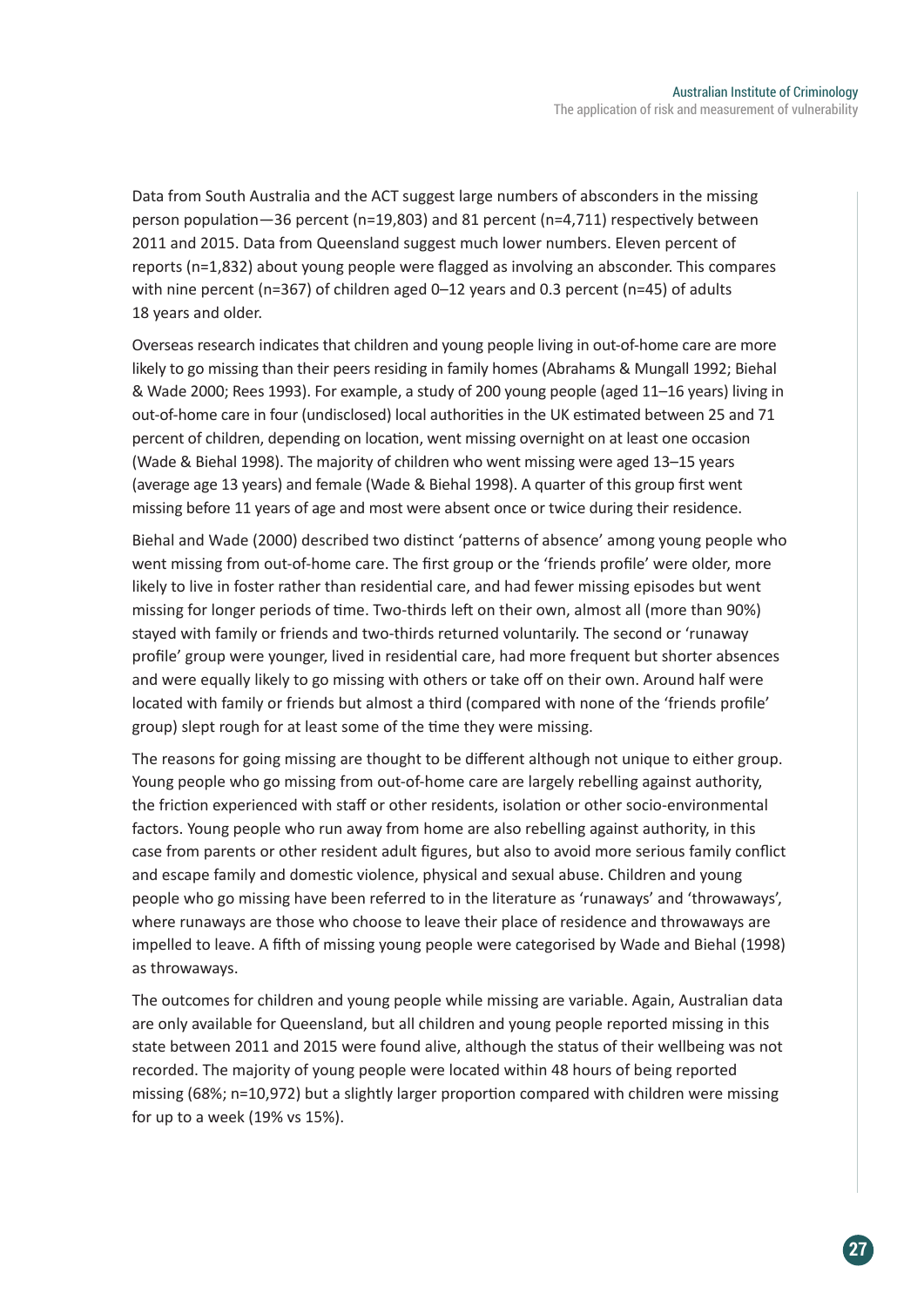Data from South Australia and the ACT suggest large numbers of absconders in the missing person population—36 percent (n=19,803) and 81 percent (n=4,711) respectively between 2011 and 2015. Data from Queensland suggest much lower numbers. Eleven percent of reports (n=1,832) about young people were flagged as involving an absconder. This compares with nine percent (n=367) of children aged 0–12 years and 0.3 percent (n=45) of adults 18 years and older.

Overseas research indicates that children and young people living in out-of-home care are more likely to go missing than their peers residing in family homes (Abrahams & Mungall 1992; Biehal & Wade 2000; Rees 1993). For example, a study of 200 young people (aged 11–16 years) living in out-of-home care in four (undisclosed) local authorities in the UK estimated between 25 and 71 percent of children, depending on location, went missing overnight on at least one occasion (Wade & Biehal 1998). The majority of children who went missing were aged 13–15 years (average age 13 years) and female (Wade & Biehal 1998). A quarter of this group first went missing before 11 years of age and most were absent once or twice during their residence.

Biehal and Wade (2000) described two distinct 'patterns of absence' among young people who went missing from out-of-home care. The first group or the 'friends profile' were older, more likely to live in foster rather than residential care, and had fewer missing episodes but went missing for longer periods of time. Two-thirds left on their own, almost all (more than 90%) stayed with family or friends and two-thirds returned voluntarily. The second or 'runaway profile' group were younger, lived in residential care, had more frequent but shorter absences and were equally likely to go missing with others or take off on their own. Around half were located with family or friends but almost a third (compared with none of the 'friends profile' group) slept rough for at least some of the time they were missing.

The reasons for going missing are thought to be different although not unique to either group. Young people who go missing from out-of-home care are largely rebelling against authority, the friction experienced with staff or other residents, isolation or other socio-environmental factors. Young people who run away from home are also rebelling against authority, in this case from parents or other resident adult figures, but also to avoid more serious family conflict and escape family and domestic violence, physical and sexual abuse. Children and young people who go missing have been referred to in the literature as 'runaways' and 'throwaways', where runaways are those who choose to leave their place of residence and throwaways are impelled to leave. A fifth of missing young people were categorised by Wade and Biehal (1998) as throwaways.

The outcomes for children and young people while missing are variable. Again, Australian data are only available for Queensland, but all children and young people reported missing in this state between 2011 and 2015 were found alive, although the status of their wellbeing was not recorded. The majority of young people were located within 48 hours of being reported missing (68%; n=10,972) but a slightly larger proportion compared with children were missing for up to a week (19% vs 15%).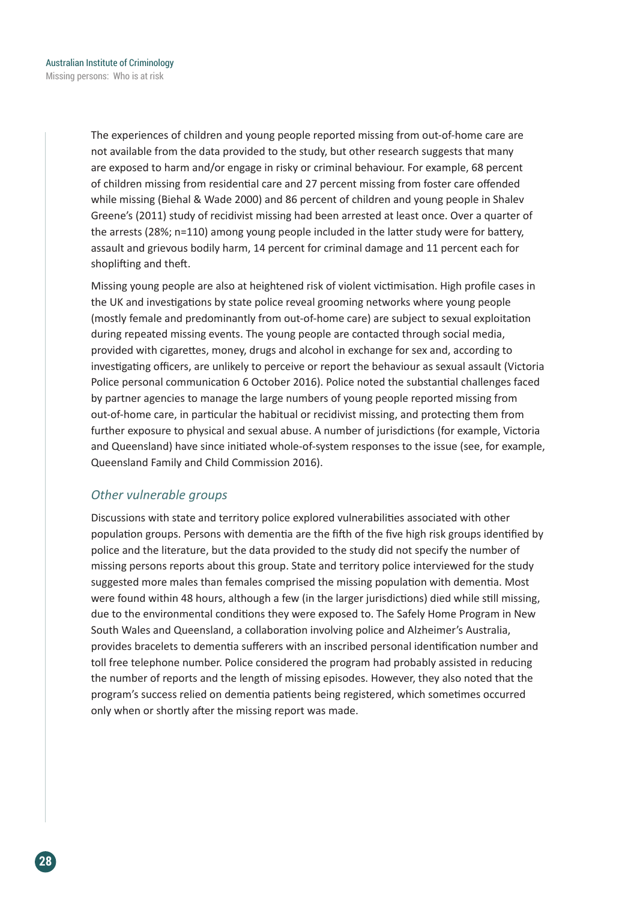The experiences of children and young people reported missing from out-of-home care are not available from the data provided to the study, but other research suggests that many are exposed to harm and/or engage in risky or criminal behaviour. For example, 68 percent of children missing from residential care and 27 percent missing from foster care offended while missing (Biehal & Wade 2000) and 86 percent of children and young people in Shalev Greene's (2011) study of recidivist missing had been arrested at least once. Over a quarter of the arrests (28%; n=110) among young people included in the latter study were for battery, assault and grievous bodily harm, 14 percent for criminal damage and 11 percent each for shoplifting and theft.

Missing young people are also at heightened risk of violent victimisation. High profile cases in the UK and investigations by state police reveal grooming networks where young people (mostly female and predominantly from out-of-home care) are subject to sexual exploitation during repeated missing events. The young people are contacted through social media, provided with cigarettes, money, drugs and alcohol in exchange for sex and, according to investigating officers, are unlikely to perceive or report the behaviour as sexual assault (Victoria Police personal communication 6 October 2016). Police noted the substantial challenges faced by partner agencies to manage the large numbers of young people reported missing from out-of-home care, in particular the habitual or recidivist missing, and protecting them from further exposure to physical and sexual abuse. A number of jurisdictions (for example, Victoria and Queensland) have since initiated whole-of-system responses to the issue (see, for example, Queensland Family and Child Commission 2016).

### *Other vulnerable groups*

Discussions with state and territory police explored vulnerabilities associated with other population groups. Persons with dementia are the fifth of the five high risk groups identified by police and the literature, but the data provided to the study did not specify the number of missing persons reports about this group. State and territory police interviewed for the study suggested more males than females comprised the missing population with dementia. Most were found within 48 hours, although a few (in the larger jurisdictions) died while still missing, due to the environmental conditions they were exposed to. The Safely Home Program in New South Wales and Queensland, a collaboration involving police and Alzheimer's Australia, provides bracelets to dementia sufferers with an inscribed personal identification number and toll free telephone number. Police considered the program had probably assisted in reducing the number of reports and the length of missing episodes. However, they also noted that the program's success relied on dementia patients being registered, which sometimes occurred only when or shortly after the missing report was made.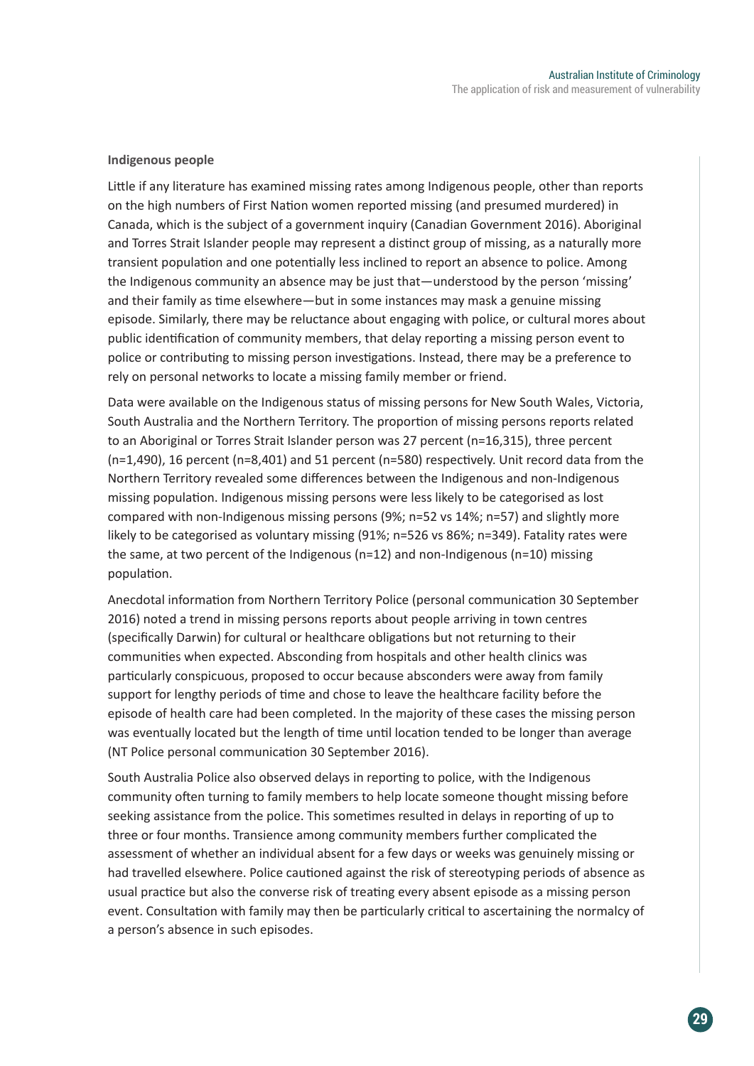**Indigenous people**

Little if any literature has examined missing rates among Indigenous people, other than reports on the high numbers of First Nation women reported missing (and presumed murdered) in Canada, which is the subject of a government inquiry (Canadian Government 2016). Aboriginal and Torres Strait Islander people may represent a distinct group of missing, as a naturally more transient population and one potentially less inclined to report an absence to police. Among the Indigenous community an absence may be just that—understood by the person 'missing' and their family as time elsewhere—but in some instances may mask a genuine missing episode. Similarly, there may be reluctance about engaging with police, or cultural mores about public identification of community members, that delay reporting a missing person event to police or contributing to missing person investigations. Instead, there may be a preference to rely on personal networks to locate a missing family member or friend.

Data were available on the Indigenous status of missing persons for New South Wales, Victoria, South Australia and the Northern Territory. The proportion of missing persons reports related to an Aboriginal or Torres Strait Islander person was 27 percent (n=16,315), three percent (n=1,490), 16 percent (n=8,401) and 51 percent (n=580) respectively. Unit record data from the Northern Territory revealed some differences between the Indigenous and non-Indigenous missing population. Indigenous missing persons were less likely to be categorised as lost compared with non-Indigenous missing persons (9%; n=52 vs 14%; n=57) and slightly more likely to be categorised as voluntary missing (91%; n=526 vs 86%; n=349). Fatality rates were the same, at two percent of the Indigenous (n=12) and non-Indigenous (n=10) missing population.

Anecdotal information from Northern Territory Police (personal communication 30 September 2016) noted a trend in missing persons reports about people arriving in town centres (specifically Darwin) for cultural or healthcare obligations but not returning to their communities when expected. Absconding from hospitals and other health clinics was particularly conspicuous, proposed to occur because absconders were away from family support for lengthy periods of time and chose to leave the healthcare facility before the episode of health care had been completed. In the majority of these cases the missing person was eventually located but the length of time until location tended to be longer than average (NT Police personal communication 30 September 2016).

South Australia Police also observed delays in reporting to police, with the Indigenous community often turning to family members to help locate someone thought missing before seeking assistance from the police. This sometimes resulted in delays in reporting of up to three or four months. Transience among community members further complicated the assessment of whether an individual absent for a few days or weeks was genuinely missing or had travelled elsewhere. Police cautioned against the risk of stereotyping periods of absence as usual practice but also the converse risk of treating every absent episode as a missing person event. Consultation with family may then be particularly critical to ascertaining the normalcy of a person's absence in such episodes.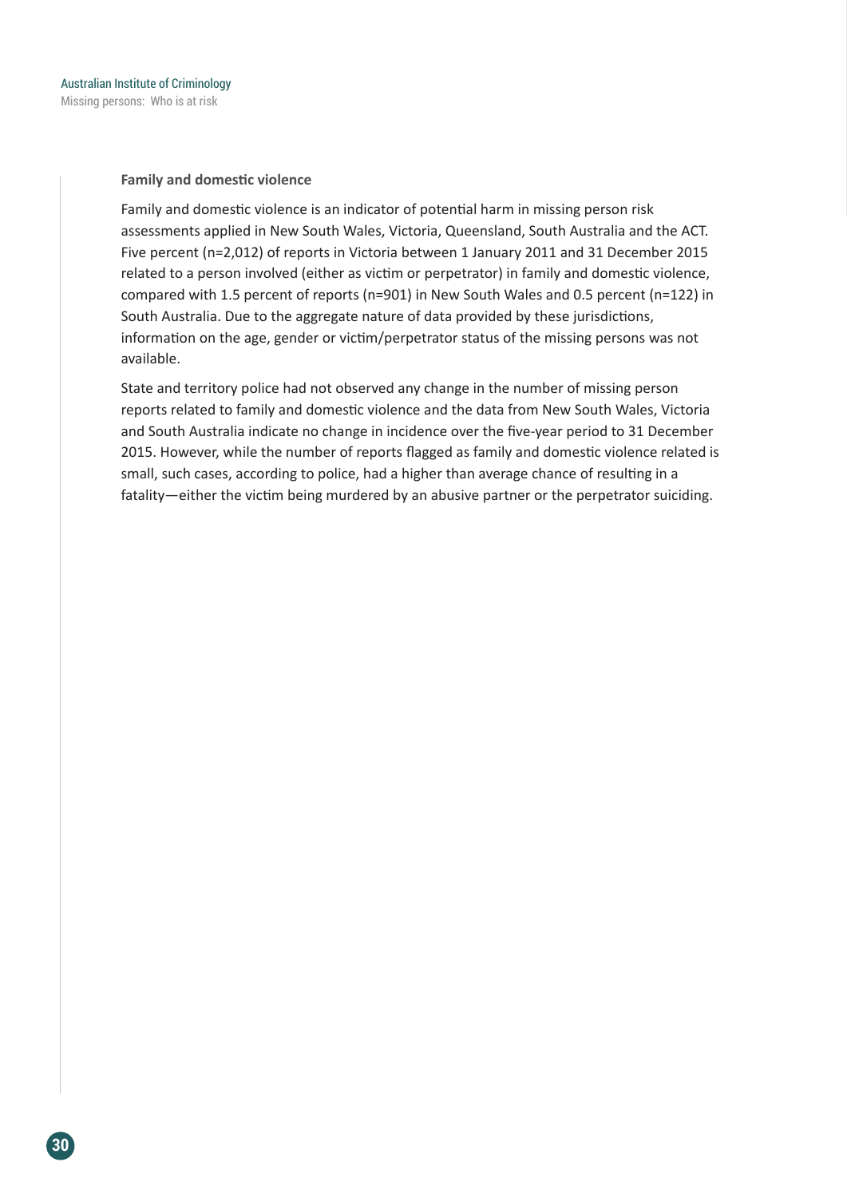### Family and domestic violence

Family and domestic violence is an indicator of potential harm in missing person risk assessments applied in New South Wales, Victoria, Queensland, South Australia and the ACT. Five percent (n=2,012) of reports in Victoria between 1 January 2011 and 31 December 2015 related to a person involved (either as victim or perpetrator) in family and domestic violence, compared with 1.5 percent of reports (n=901) in New South Wales and 0.5 percent (n=122) in South Australia. Due to the aggregate nature of data provided by these jurisdictions, information on the age, gender or victim/perpetrator status of the missing persons was not available.

State and territory police had not observed any change in the number of missing person reports related to family and domestic violence and the data from New South Wales, Victoria and South Australia indicate no change in incidence over the five-year period to 31 December 2015. However, while the number of reports flagged as family and domestic violence related is small, such cases, according to police, had a higher than average chance of resulting in a fatality—either the victim being murdered by an abusive partner or the perpetrator suiciding.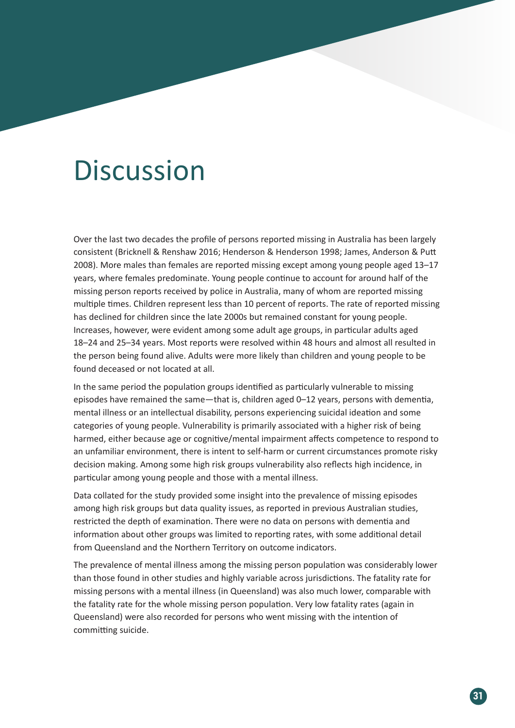# Discussion

Over the last two decades the profile of persons reported missing in Australia has been largely consistent (Bricknell & Renshaw 2016; Henderson & Henderson 1998; James, Anderson & Putt 2008). More males than females are reported missing except among young people aged 13–17 years, where females predominate. Young people continue to account for around half of the missing person reports received by police in Australia, many of whom are reported missing multiple times. Children represent less than 10 percent of reports. The rate of reported missing has declined for children since the late 2000s but remained constant for young people. Increases, however, were evident among some adult age groups, in particular adults aged 18–24 and 25–34 years. Most reports were resolved within 48 hours and almost all resulted in the person being found alive. Adults were more likely than children and young people to be found deceased or not located at all.

In the same period the population groups identified as particularly vulnerable to missing episodes have remained the same—that is, children aged 0–12 years, persons with dementia, mental illness or an intellectual disability, persons experiencing suicidal ideation and some categories of young people. Vulnerability is primarily associated with a higher risk of being harmed, either because age or cognitive/mental impairment affects competence to respond to an unfamiliar environment, there is intent to self-harm or current circumstances promote risky decision making. Among some high risk groups vulnerability also reflects high incidence, in particular among young people and those with a mental illness.

Data collated for the study provided some insight into the prevalence of missing episodes among high risk groups but data quality issues, as reported in previous Australian studies, restricted the depth of examination. There were no data on persons with dementia and information about other groups was limited to reporting rates, with some additional detail from Queensland and the Northern Territory on outcome indicators.

The prevalence of mental illness among the missing person population was considerably lower than those found in other studies and highly variable across jurisdictions. The fatality rate for missing persons with a mental illness (in Queensland) was also much lower, comparable with the fatality rate for the whole missing person population. Very low fatality rates (again in Queensland) were also recorded for persons who went missing with the intention of committing suicide.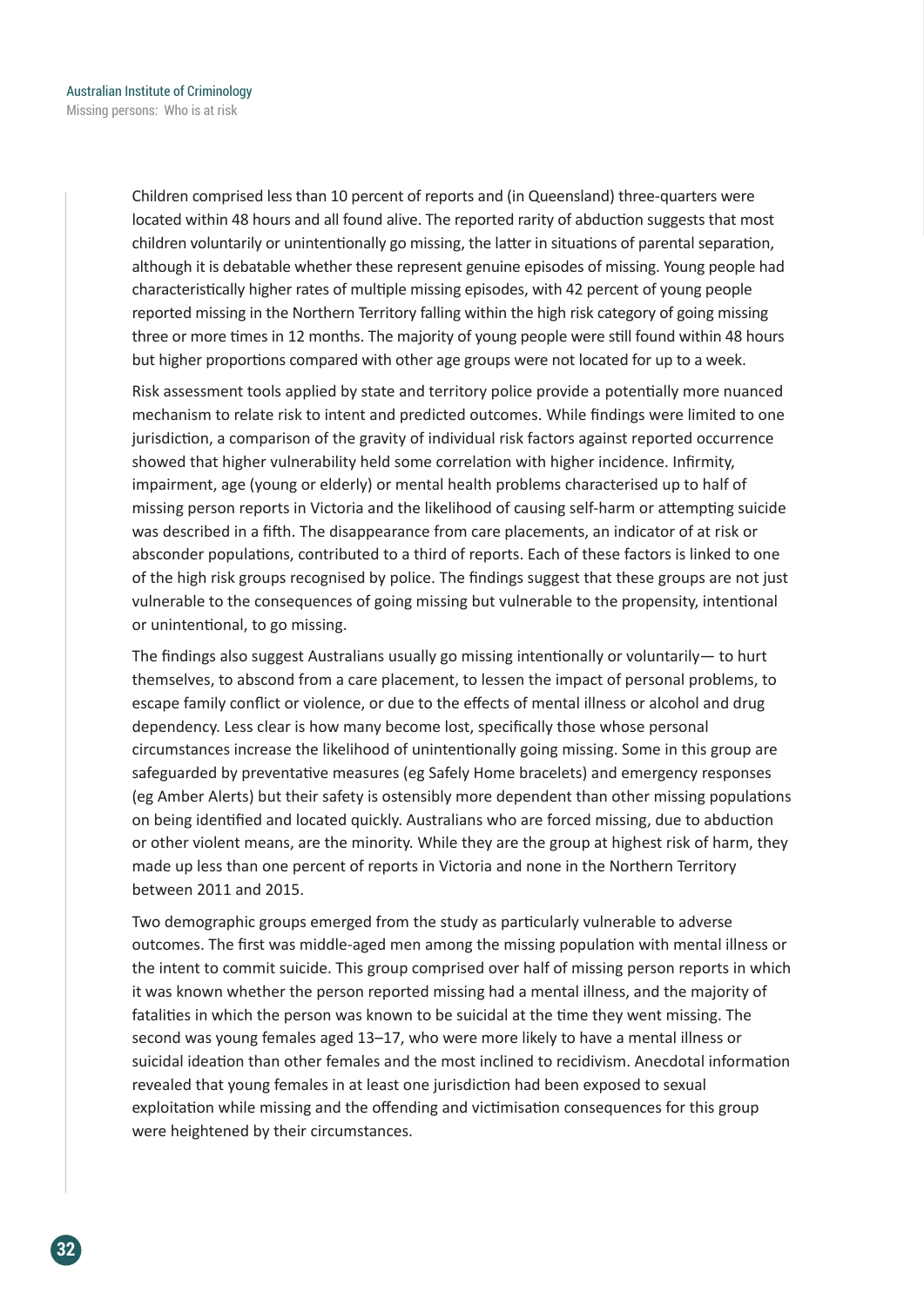Children comprised less than 10 percent of reports and (in Queensland) three-quarters were located within 48 hours and all found alive. The reported rarity of abduction suggests that most children voluntarily or unintentionally go missing, the latter in situations of parental separation, although it is debatable whether these represent genuine episodes of missing. Young people had characteristically higher rates of multiple missing episodes, with 42 percent of young people reported missing in the Northern Territory falling within the high risk category of going missing three or more times in 12 months. The majority of young people were still found within 48 hours but higher proportions compared with other age groups were not located for up to a week.

Risk assessment tools applied by state and territory police provide a potentially more nuanced mechanism to relate risk to intent and predicted outcomes. While findings were limited to one jurisdiction, a comparison of the gravity of individual risk factors against reported occurrence showed that higher vulnerability held some correlation with higher incidence. Infirmity, impairment, age (young or elderly) or mental health problems characterised up to half of missing person reports in Victoria and the likelihood of causing self-harm or attempting suicide was described in a fifth. The disappearance from care placements, an indicator of at risk or absconder populations, contributed to a third of reports. Each of these factors is linked to one of the high risk groups recognised by police. The findings suggest that these groups are not just vulnerable to the consequences of going missing but vulnerable to the propensity, intentional or unintentional, to go missing.

The findings also suggest Australians usually go missing intentionally or voluntarily— to hurt themselves, to abscond from a care placement, to lessen the impact of personal problems, to escape family conflict or violence, or due to the effects of mental illness or alcohol and drug dependency. Less clear is how many become lost, specifically those whose personal circumstances increase the likelihood of unintentionally going missing. Some in this group are safeguarded by preventative measures (eg Safely Home bracelets) and emergency responses (eg Amber Alerts) but their safety is ostensibly more dependent than other missing populations on being identified and located quickly. Australians who are forced missing, due to abduction or other violent means, are the minority. While they are the group at highest risk of harm, they made up less than one percent of reports in Victoria and none in the Northern Territory between 2011 and 2015.

Two demographic groups emerged from the study as particularly vulnerable to adverse outcomes. The first was middle-aged men among the missing population with mental illness or the intent to commit suicide. This group comprised over half of missing person reports in which it was known whether the person reported missing had a mental illness, and the majority of fatalities in which the person was known to be suicidal at the time they went missing. The second was young females aged 13–17, who were more likely to have a mental illness or suicidal ideation than other females and the most inclined to recidivism. Anecdotal information revealed that young females in at least one jurisdiction had been exposed to sexual exploitation while missing and the offending and victimisation consequences for this group were heightened by their circumstances.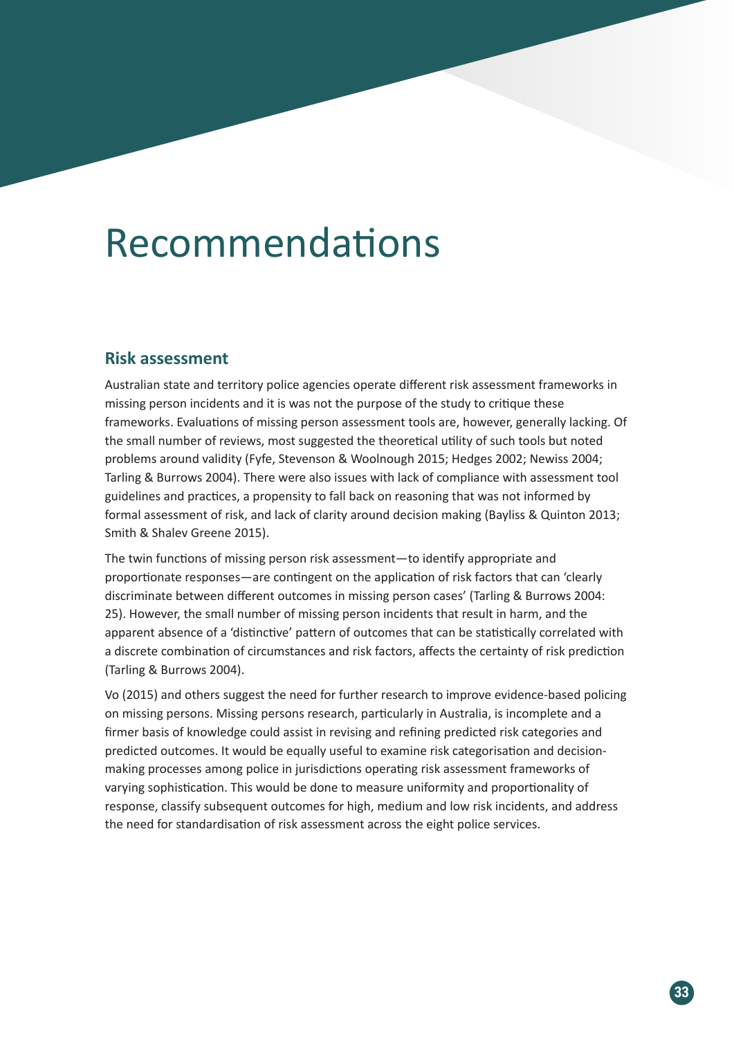# Recommendations

## Risk assessment

Australian state and territory police agencies operate different risk assessment frameworks in missing person incidents and it is was not the purpose of the study to critique these frameworks. Evaluations of missing person assessment tools are, however, generally lacking. Of the small number of reviews, most suggested the theoretical utility of such tools but noted problems around validity (Fyfe, Stevenson & Woolnough 2015; Hedges 2002; Newiss 2004; Tarling & Burrows 2004). There were also issues with lack of compliance with assessment tool guidelines and practices, a propensity to fall back on reasoning that was not informed by formal assessment of risk, and lack of clarity around decision making (Bayliss & Quinton 2013; Smith & Shalev Greene 2015).

The twin functions of missing person risk assessment—to identify appropriate and proportionate responses—are contingent on the application of risk factors that can 'clearly discriminate between different outcomes in missing person cases' (Tarling & Burrows 2004: 25). However, the small number of missing person incidents that result in harm, and the apparent absence of a 'distinctive' pattern of outcomes that can be statistically correlated with a discrete combination of circumstances and risk factors, affects the certainty of risk prediction (Tarling & Burrows 2004).

Vo (2015) and others suggest the need for further research to improve evidence-based policing on missing persons. Missing persons research, particularly in Australia, is incomplete and a firmer basis of knowledge could assist in revising and refining predicted risk categories and predicted outcomes. It would be equally useful to examine risk categorisation and decision-making processes among police in jurisdictions operating risk assessment frameworks of varying sophistication. This would be done to measure uniformity and proportionality of response, classify subsequent outcomes for high, medium and low risk incidents, and address the need for standardisation of risk assessment across the eight police services.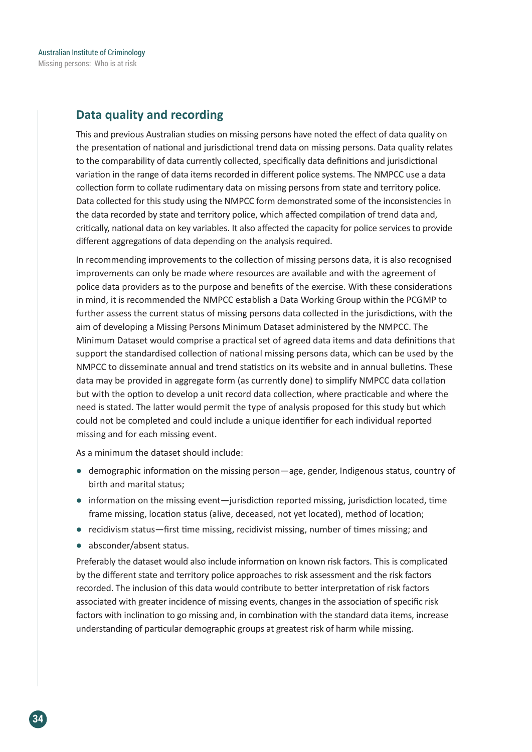## Data quality and recording

This and previous Australian studies on missing persons have noted the effect of data quality on the presentation of national and jurisdictional trend data on missing persons. Data quality relates to the comparability of data currently collected, specifically data definitions and jurisdictional variation in the range of data items recorded in different police systems. The NMPCC use a data collection form to collate rudimentary data on missing persons from state and territory police. Data collected for this study using the NMPCC form demonstrated some of the inconsistencies in the data recorded by state and territory police, which affected compilation of trend data and, critically, national data on key variables. It also affected the capacity for police services to provide different aggregations of data depending on the analysis required.

In recommending improvements to the collection of missing persons data, it is also recognised improvements can only be made where resources are available and with the agreement of police data providers as to the purpose and benefits of the exercise. With these considerations in mind, it is recommended the NMPCC establish a Data Working Group within the PCGMP to further assess the current status of missing persons data collected in the jurisdictions, with the aim of developing a Missing Persons Minimum Dataset administered by the NMPCC. The Minimum Dataset would comprise a practical set of agreed data items and data definitions that support the standardised collection of national missing persons data, which can be used by the NMPCC to disseminate annual and trend statistics on its website and in annual bulletins. These data may be provided in aggregate form (as currently done) to simplify NMPCC data collation but with the option to develop a unit record data collection, where practicable and where the need is stated. The latter would permit the type of analysis proposed for this study but which could not be completed and could include a unique identifier for each individual reported missing and for each missing event.

As a minimum the dataset should include:

- demographic information on the missing person—age, gender, Indigenous status, country of birth and marital status;
- information on the missing event—jurisdiction reported missing, jurisdiction located, time frame missing, location status (alive, deceased, not yet located), method of location;
- recidivism status—first time missing, recidivist missing, number of times missing; and
- absconder/absent status.

Preferably the dataset would also include information on known risk factors. This is complicated by the different state and territory police approaches to risk assessment and the risk factors recorded. The inclusion of this data would contribute to better interpretation of risk factors associated with greater incidence of missing events, changes in the association of specific risk factors with inclination to go missing and, in combination with the standard data items, increase understanding of particular demographic groups at greatest risk of harm while missing.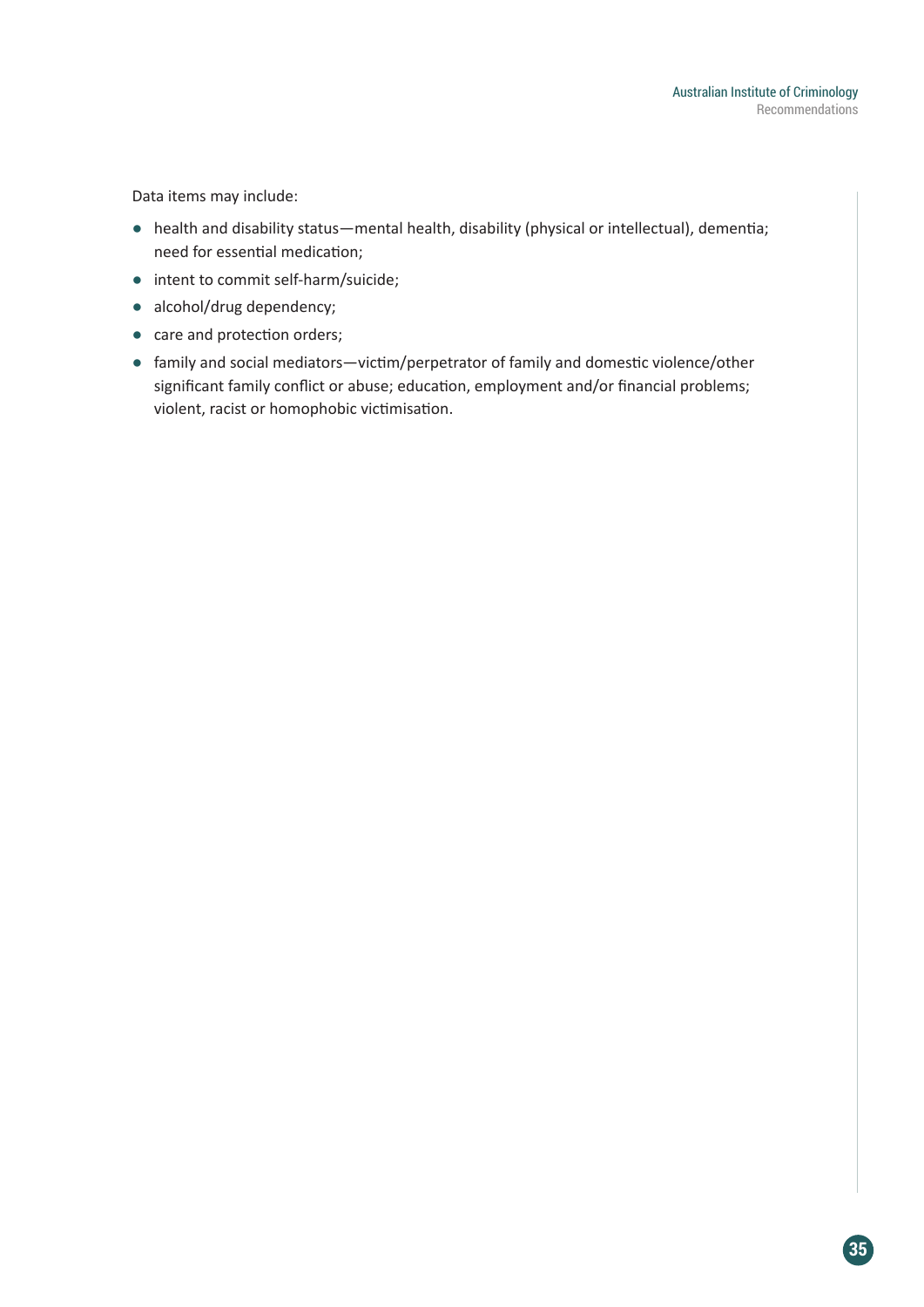Data items may include:

- health and disability status—mental health, disability (physical or intellectual), dementia; need for essential medication;
- intent to commit self-harm/suicide;
- alcohol/drug dependency;
- care and protection orders;
- family and social mediators—victim/perpetrator of family and domestic violence/other significant family conflict or abuse; education, employment and/or financial problems; violent, racist or homophobic victimisation.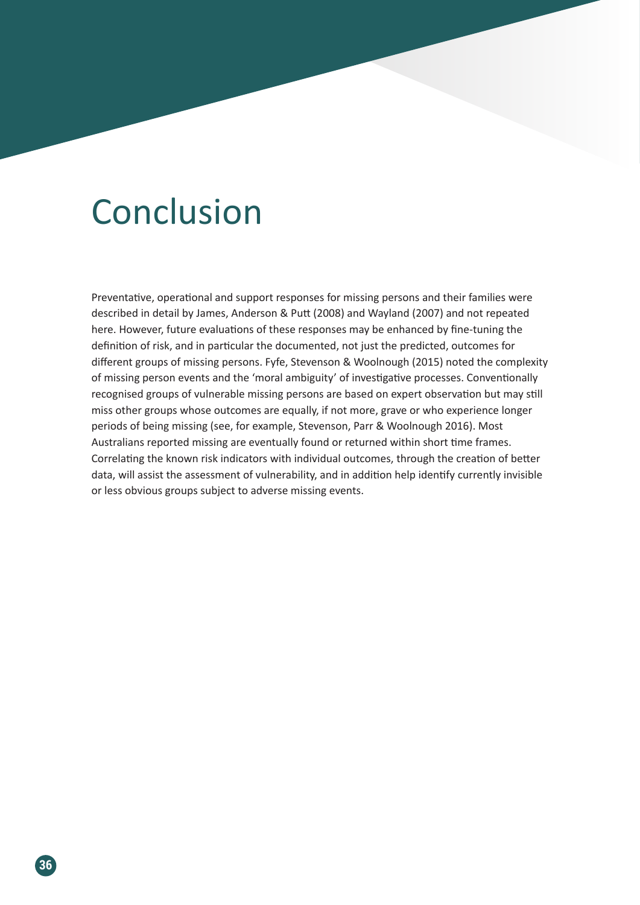# Conclusion

Preventative, operational and support responses for missing persons and their families were described in detail by James, Anderson & Putt (2008) and Wayland (2007) and not repeated here. However, future evaluations of these responses may be enhanced by fine-tuning the definition of risk, and in particular the documented, not just the predicted, outcomes for different groups of missing persons. Fyfe, Stevenson & Woolnough (2015) noted the complexity of missing person events and the 'moral ambiguity' of investigative processes. Conventionally recognised groups of vulnerable missing persons are based on expert observation but may still miss other groups whose outcomes are equally, if not more, grave or who experience longer periods of being missing (see, for example, Stevenson, Parr & Woolnough 2016). Most Australians reported missing are eventually found or returned within short time frames. Correlating the known risk indicators with individual outcomes, through the creation of better data, will assist the assessment of vulnerability, and in addition help identify currently invisible or less obvious groups subject to adverse missing events.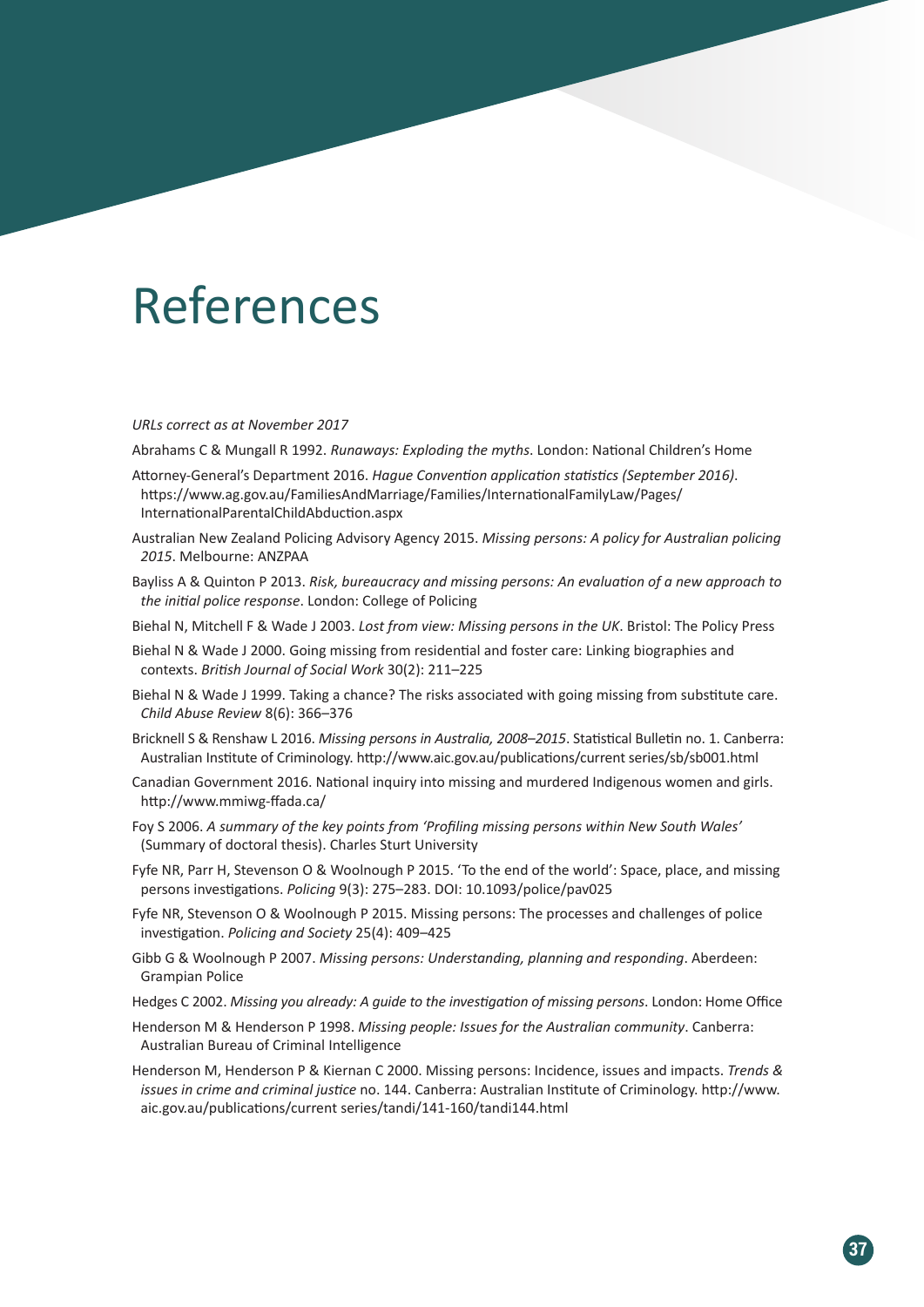# References

*URLs correct as at November 2017*

Abrahams C & Mungall R 1992. *Runaways: Exploding the myths*. London: National Children's Home

Attorney-General's Department 2016. *Hague Convention application statistics (September 2016)*. https://www.ag.gov.au/FamiliesAndMarriage/Families/InternationalFamilyLaw/Pages/InternationalParentalChildAbduction.aspx

Australian New Zealand Policing Advisory Agency 2015. *Missing persons: A policy for Australian policing 2015*. Melbourne: ANZPAA

Bayliss A & Quinton P 2013. *Risk, bureaucracy and missing persons: An evaluation of a new approach to the initial police response*. London: College of Policing

Biehal N, Mitchell F & Wade J 2003. *Lost from view: Missing persons in the UK*. Bristol: The Policy Press

Biehal N & Wade J 2000. Going missing from residential and foster care: Linking biographies and contexts. *British Journal of Social Work* 30(2): 211–225

Biehal N & Wade J 1999. Taking a chance? The risks associated with going missing from substitute care. *Child Abuse Review* 8(6): 366–376

Bricknell S & Renshaw L 2016. *Missing persons in Australia, 2008–2015*. Statistical Bulletin no. 1. Canberra: Australian Institute of Criminology. http://www.aic.gov.au/publications/current series/sb/sb001.html

Canadian Government 2016. National inquiry into missing and murdered Indigenous women and girls. http://www.mmiwg-ffada.ca/

Foy S 2006. *A summary of the key points from 'Profiling missing persons within New South Wales'* (Summary of doctoral thesis). Charles Sturt University

Fyfe NR, Parr H, Stevenson O & Woolnough P 2015. 'To the end of the world': Space, place, and missing persons investigations. *Policing* 9(3): 275–283. DOI: 10.1093/police/pav025

Fyfe NR, Stevenson O & Woolnough P 2015. Missing persons: The processes and challenges of police investigation. *Policing and Society* 25(4): 409–425

Gibb G & Woolnough P 2007. *Missing persons: Understanding, planning and responding*. Aberdeen: Grampian Police

Hedges C 2002. *Missing you already: A guide to the investigation of missing persons*. London: Home Office

Henderson M & Henderson P 1998. *Missing people: Issues for the Australian community*. Canberra: Australian Bureau of Criminal Intelligence

Henderson M, Henderson P & Kiernan C 2000. Missing persons: Incidence, issues and impacts. *Trends & issues in crime and criminal justice* no. 144. Canberra: Australian Institute of Criminology. http://www.aic.gov.au/publications/current series/tandi/141-160/tandi144.html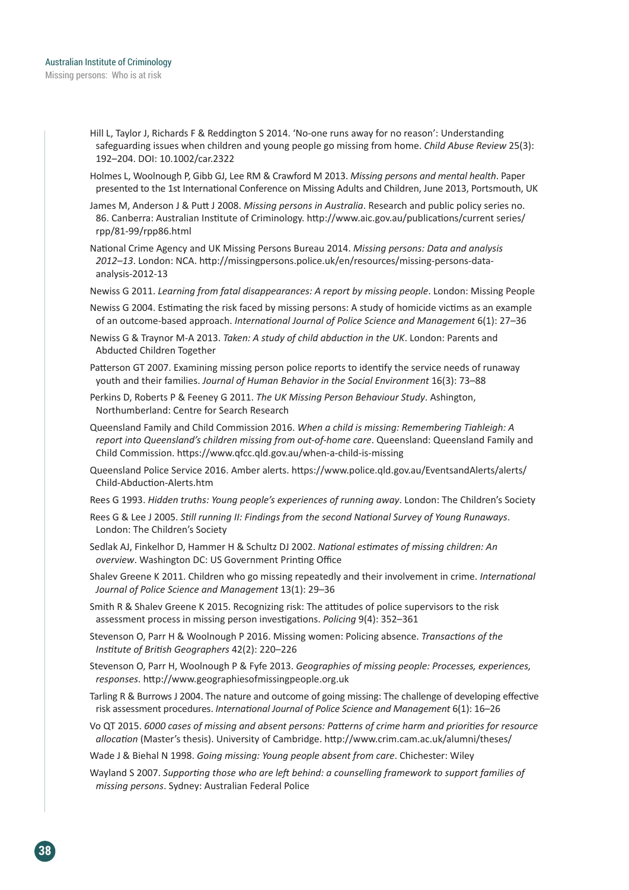Hill L, Taylor J, Richards F & Reddington S 2014. 'No-one runs away for no reason': Understanding safeguarding issues when children and young people go missing from home. *Child Abuse Review* 25(3): 192–204. DOI: 10.1002/car.2322

Holmes L, Woolnough P, Gibb GJ, Lee RM & Crawford M 2013. *Missing persons and mental health*. Paper presented to the 1st International Conference on Missing Adults and Children, June 2013, Portsmouth, UK

James M, Anderson J & Putt J 2008. *Missing persons in Australia*. Research and public policy series no. 86. Canberra: Australian Institute of Criminology. http://www.aic.gov.au/publications/current series/rpp/81-99/rpp86.html

National Crime Agency and UK Missing Persons Bureau 2014. *Missing persons: Data and analysis 2012–13*. London: NCA. http://missingpersons.police.uk/en/resources/missing-persons-data-analysis-2012-13

Newiss G 2011. *Learning from fatal disappearances: A report by missing people*. London: Missing People

Newiss G 2004. Estimating the risk faced by missing persons: A study of homicide victims as an example of an outcome-based approach. *International Journal of Police Science and Management* 6(1): 27–36

Newiss G & Traynor M-A 2013. *Taken: A study of child abduction in the UK*. London: Parents and Abducted Children Together

Patterson GT 2007. Examining missing person police reports to identify the service needs of runaway youth and their families. *Journal of Human Behavior in the Social Environment* 16(3): 73–88

Perkins D, Roberts P & Feeney G 2011. *The UK Missing Person Behaviour Study*. Ashington, Northumberland: Centre for Search Research

Queensland Family and Child Commission 2016. *When a child is missing: Remembering Tiahleigh: A report into Queensland's children missing from out-of-home care*. Queensland: Queensland Family and Child Commission. https://www.qfcc.qld.gov.au/when-a-child-is-missing

Queensland Police Service 2016. Amber alerts. https://www.police.qld.gov.au/EventsandAlerts/alerts/Child-Abduction-Alerts.htm

Rees G 1993. *Hidden truths: Young people's experiences of running away*. London: The Children's Society

Rees G & Lee J 2005. *Still running II: Findings from the second National Survey of Young Runaways*. London: The Children's Society

Sedlak AJ, Finkelhor D, Hammer H & Schultz DJ 2002. *National estimates of missing children: An overview*. Washington DC: US Government Printing Office

Shalev Greene K 2011. Children who go missing repeatedly and their involvement in crime. *International Journal of Police Science and Management* 13(1): 29–36

Smith R & Shalev Greene K 2015. Recognizing risk: The attitudes of police supervisors to the risk assessment process in missing person investigations. *Policing* 9(4): 352–361

Stevenson O, Parr H & Woolnough P 2016. Missing women: Policing absence. *Transactions of the Institute of British Geographers* 42(2): 220–226

Stevenson O, Parr H, Woolnough P & Fyfe 2013. *Geographies of missing people: Processes, experiences, responses*. http://www.geographiesofmissingpeople.org.uk

Tarling R & Burrows J 2004. The nature and outcome of going missing: The challenge of developing effective risk assessment procedures. *International Journal of Police Science and Management* 6(1): 16–26

Vo QT 2015. *6000 cases of missing and absent persons: Patterns of crime harm and priorities for resource allocation* (Master's thesis). University of Cambridge. http://www.crim.cam.ac.uk/alumni/theses/

Wade J & Biehal N 1998. *Going missing: Young people absent from care*. Chichester: Wiley

Wayland S 2007. *Supporting those who are left behind: a counselling framework to support families of missing persons*. Sydney: Australian Federal Police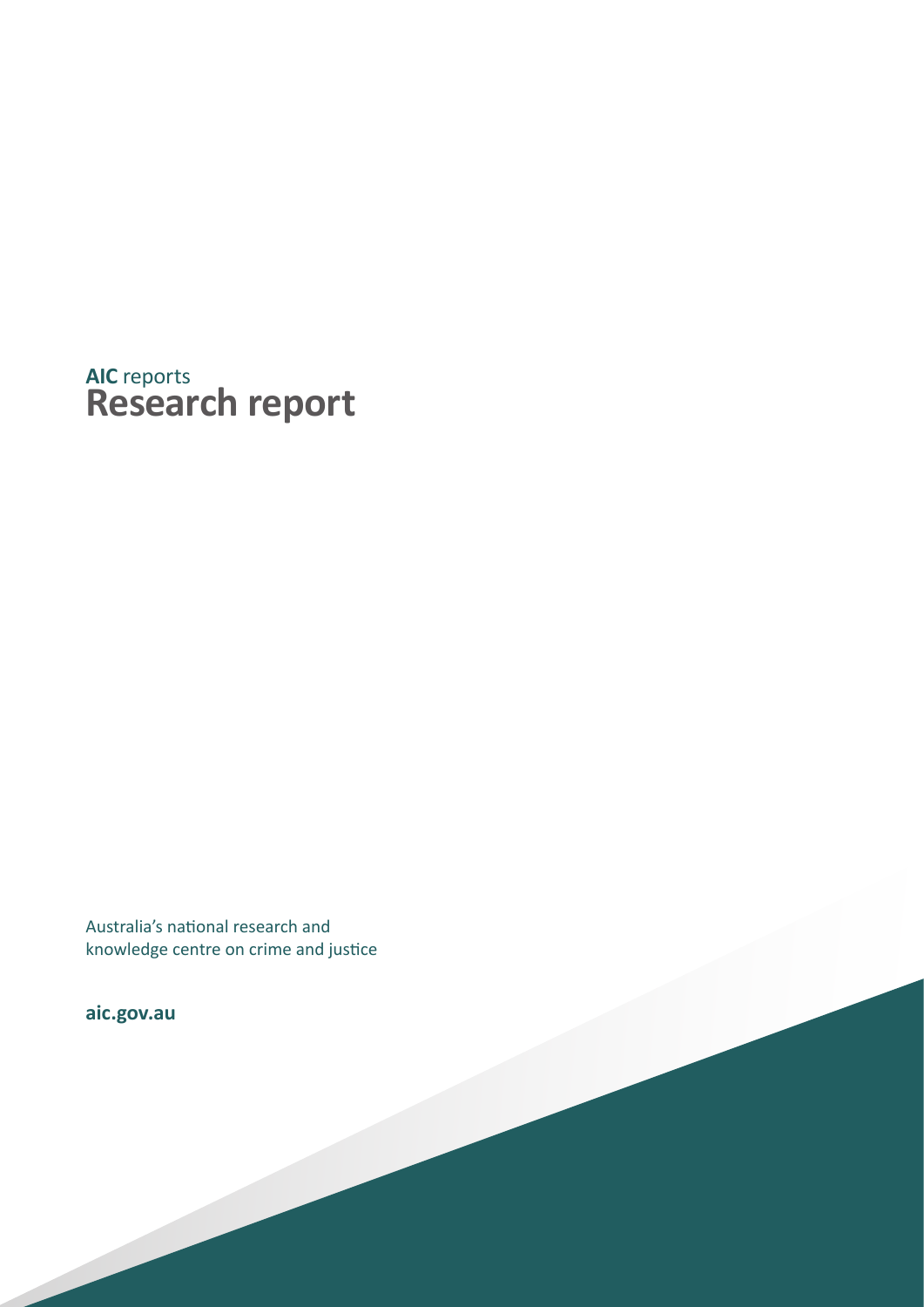**AIC** reports
# Research report

Australia's national research and knowledge centre on crime and justice

**aic.gov.au**